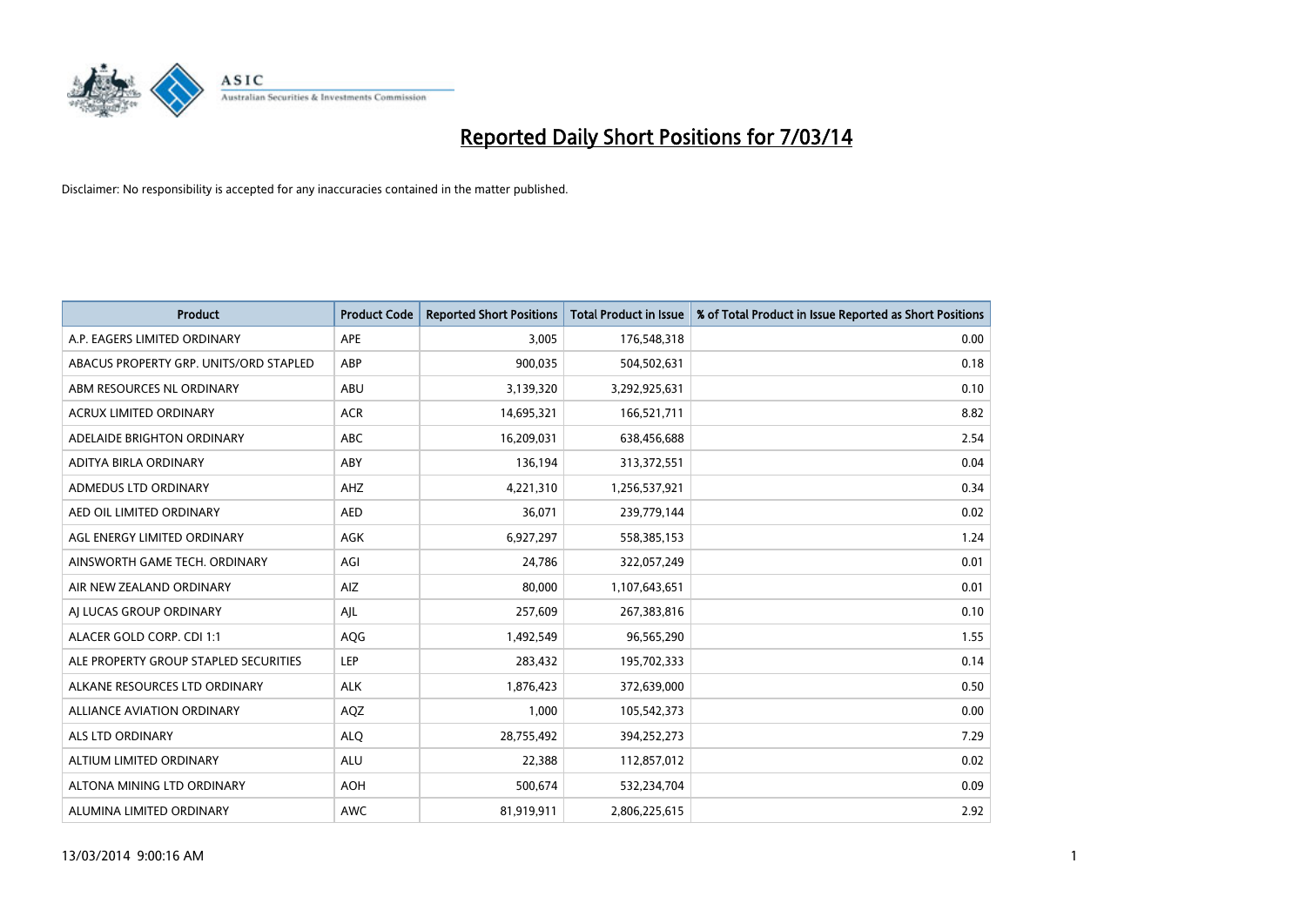# Reported Daily Short Positions for 7/03/14

Disclaimer: No responsibility is accepted for any inaccuracies contained in the matter published.

| Product | Product Code | Reported Short Positions | Total Product in Issue | % of Total Product in Issue Reported as Short Positions |
|---|---|---|---|---|
| A.P. EAGERS LIMITED ORDINARY | APE | 3,005 | 176,548,318 | 0.00 |
| ABACUS PROPERTY GRP. UNITS/ORD STAPLED | ABP | 900,035 | 504,502,631 | 0.18 |
| ABM RESOURCES NL ORDINARY | ABU | 3,139,320 | 3,292,925,631 | 0.10 |
| ACRUX LIMITED ORDINARY | ACR | 14,695,321 | 166,521,711 | 8.82 |
| ADELAIDE BRIGHTON ORDINARY | ABC | 16,209,031 | 638,456,688 | 2.54 |
| ADITYA BIRLA ORDINARY | ABY | 136,194 | 313,372,551 | 0.04 |
| ADMEDUS LTD ORDINARY | AHZ | 4,221,310 | 1,256,537,921 | 0.34 |
| AED OIL LIMITED ORDINARY | AED | 36,071 | 239,779,144 | 0.02 |
| AGL ENERGY LIMITED ORDINARY | AGK | 6,927,297 | 558,385,153 | 1.24 |
| AINSWORTH GAME TECH. ORDINARY | AGI | 24,786 | 322,057,249 | 0.01 |
| AIR NEW ZEALAND ORDINARY | AIZ | 80,000 | 1,107,643,651 | 0.01 |
| AJ LUCAS GROUP ORDINARY | AJL | 257,609 | 267,383,816 | 0.10 |
| ALACER GOLD CORP. CDI 1:1 | AQG | 1,492,549 | 96,565,290 | 1.55 |
| ALE PROPERTY GROUP STAPLED SECURITIES | LEP | 283,432 | 195,702,333 | 0.14 |
| ALKANE RESOURCES LTD ORDINARY | ALK | 1,876,423 | 372,639,000 | 0.50 |
| ALLIANCE AVIATION ORDINARY | AQZ | 1,000 | 105,542,373 | 0.00 |
| ALS LTD ORDINARY | ALQ | 28,755,492 | 394,252,273 | 7.29 |
| ALTIUM LIMITED ORDINARY | ALU | 22,388 | 112,857,012 | 0.02 |
| ALTONA MINING LTD ORDINARY | AOH | 500,674 | 532,234,704 | 0.09 |
| ALUMINA LIMITED ORDINARY | AWC | 81,919,911 | 2,806,225,615 | 2.92 |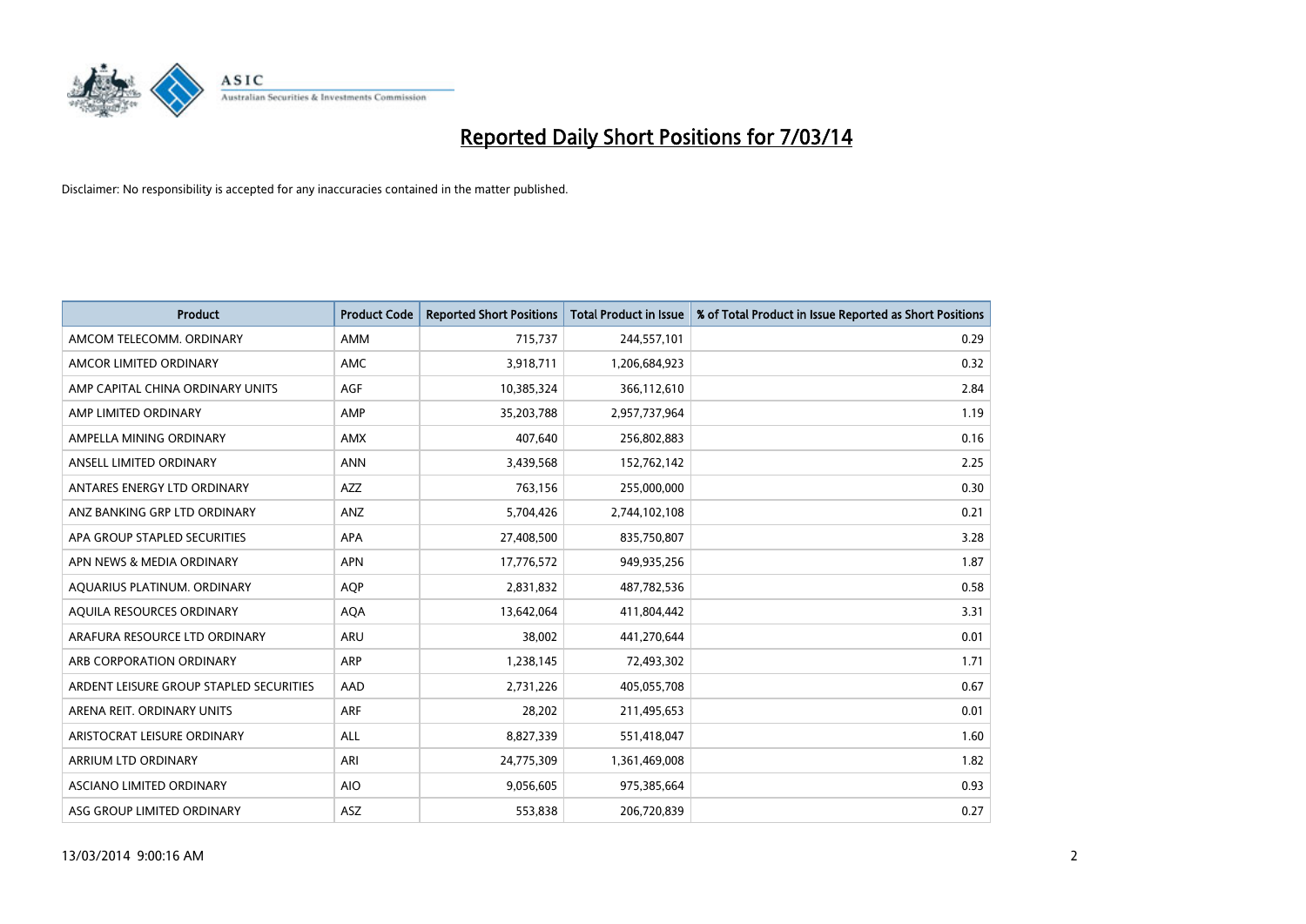# Reported Daily Short Positions for 7/03/14

Disclaimer: No responsibility is accepted for any inaccuracies contained in the matter published.

| Product | Product Code | Reported Short Positions | Total Product in Issue | % of Total Product in Issue Reported as Short Positions |
|---|---|---|---|---|
| AMCOM TELECOMM. ORDINARY | AMM | 715,737 | 244,557,101 | 0.29 |
| AMCOR LIMITED ORDINARY | AMC | 3,918,711 | 1,206,684,923 | 0.32 |
| AMP CAPITAL CHINA ORDINARY UNITS | AGF | 10,385,324 | 366,112,610 | 2.84 |
| AMP LIMITED ORDINARY | AMP | 35,203,788 | 2,957,737,964 | 1.19 |
| AMPELLA MINING ORDINARY | AMX | 407,640 | 256,802,883 | 0.16 |
| ANSELL LIMITED ORDINARY | ANN | 3,439,568 | 152,762,142 | 2.25 |
| ANTARES ENERGY LTD ORDINARY | AZZ | 763,156 | 255,000,000 | 0.30 |
| ANZ BANKING GRP LTD ORDINARY | ANZ | 5,704,426 | 2,744,102,108 | 0.21 |
| APA GROUP STAPLED SECURITIES | APA | 27,408,500 | 835,750,807 | 3.28 |
| APN NEWS & MEDIA ORDINARY | APN | 17,776,572 | 949,935,256 | 1.87 |
| AQUARIUS PLATINUM. ORDINARY | AQP | 2,831,832 | 487,782,536 | 0.58 |
| AQUILA RESOURCES ORDINARY | AQA | 13,642,064 | 411,804,442 | 3.31 |
| ARAFURA RESOURCE LTD ORDINARY | ARU | 38,002 | 441,270,644 | 0.01 |
| ARB CORPORATION ORDINARY | ARP | 1,238,145 | 72,493,302 | 1.71 |
| ARDENT LEISURE GROUP STAPLED SECURITIES | AAD | 2,731,226 | 405,055,708 | 0.67 |
| ARENA REIT. ORDINARY UNITS | ARF | 28,202 | 211,495,653 | 0.01 |
| ARISTOCRAT LEISURE ORDINARY | ALL | 8,827,339 | 551,418,047 | 1.60 |
| ARRIUM LTD ORDINARY | ARI | 24,775,309 | 1,361,469,008 | 1.82 |
| ASCIANO LIMITED ORDINARY | AIO | 9,056,605 | 975,385,664 | 0.93 |
| ASG GROUP LIMITED ORDINARY | ASZ | 553,838 | 206,720,839 | 0.27 |

13/03/2014 9:00:16 AM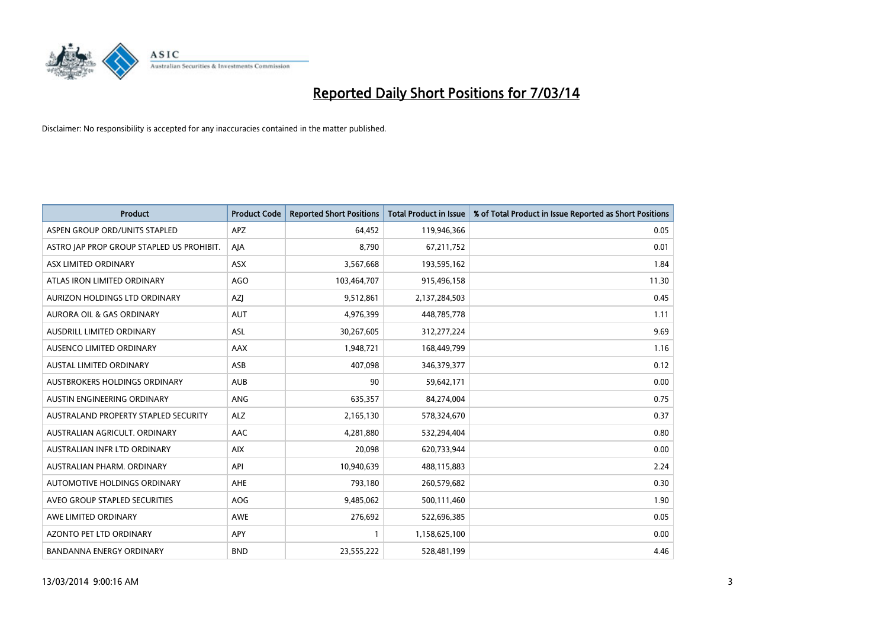# Reported Daily Short Positions for 7/03/14

Disclaimer: No responsibility is accepted for any inaccuracies contained in the matter published.

| Product | Product Code | Reported Short Positions | Total Product in Issue | % of Total Product in Issue Reported as Short Positions |
|---|---|---|---|---|
| ASPEN GROUP ORD/UNITS STAPLED | APZ | 64,452 | 119,946,366 | 0.05 |
| ASTRO JAP PROP GROUP STAPLED US PROHIBIT. | AJA | 8,790 | 67,211,752 | 0.01 |
| ASX LIMITED ORDINARY | ASX | 3,567,668 | 193,595,162 | 1.84 |
| ATLAS IRON LIMITED ORDINARY | AGO | 103,464,707 | 915,496,158 | 11.30 |
| AURIZON HOLDINGS LTD ORDINARY | AZJ | 9,512,861 | 2,137,284,503 | 0.45 |
| AURORA OIL & GAS ORDINARY | AUT | 4,976,399 | 448,785,778 | 1.11 |
| AUSDRILL LIMITED ORDINARY | ASL | 30,267,605 | 312,277,224 | 9.69 |
| AUSENCO LIMITED ORDINARY | AAX | 1,948,721 | 168,449,799 | 1.16 |
| AUSTAL LIMITED ORDINARY | ASB | 407,098 | 346,379,377 | 0.12 |
| AUSTBROKERS HOLDINGS ORDINARY | AUB | 90 | 59,642,171 | 0.00 |
| AUSTIN ENGINEERING ORDINARY | ANG | 635,357 | 84,274,004 | 0.75 |
| AUSTRALAND PROPERTY STAPLED SECURITY | ALZ | 2,165,130 | 578,324,670 | 0.37 |
| AUSTRALIAN AGRICULT. ORDINARY | AAC | 4,281,880 | 532,294,404 | 0.80 |
| AUSTRALIAN INFR LTD ORDINARY | AIX | 20,098 | 620,733,944 | 0.00 |
| AUSTRALIAN PHARM. ORDINARY | API | 10,940,639 | 488,115,883 | 2.24 |
| AUTOMOTIVE HOLDINGS ORDINARY | AHE | 793,180 | 260,579,682 | 0.30 |
| AVEO GROUP STAPLED SECURITIES | AOG | 9,485,062 | 500,111,460 | 1.90 |
| AWE LIMITED ORDINARY | AWE | 276,692 | 522,696,385 | 0.05 |
| AZONTO PET LTD ORDINARY | APY | 1 | 1,158,625,100 | 0.00 |
| BANDANNA ENERGY ORDINARY | BND | 23,555,222 | 528,481,199 | 4.46 |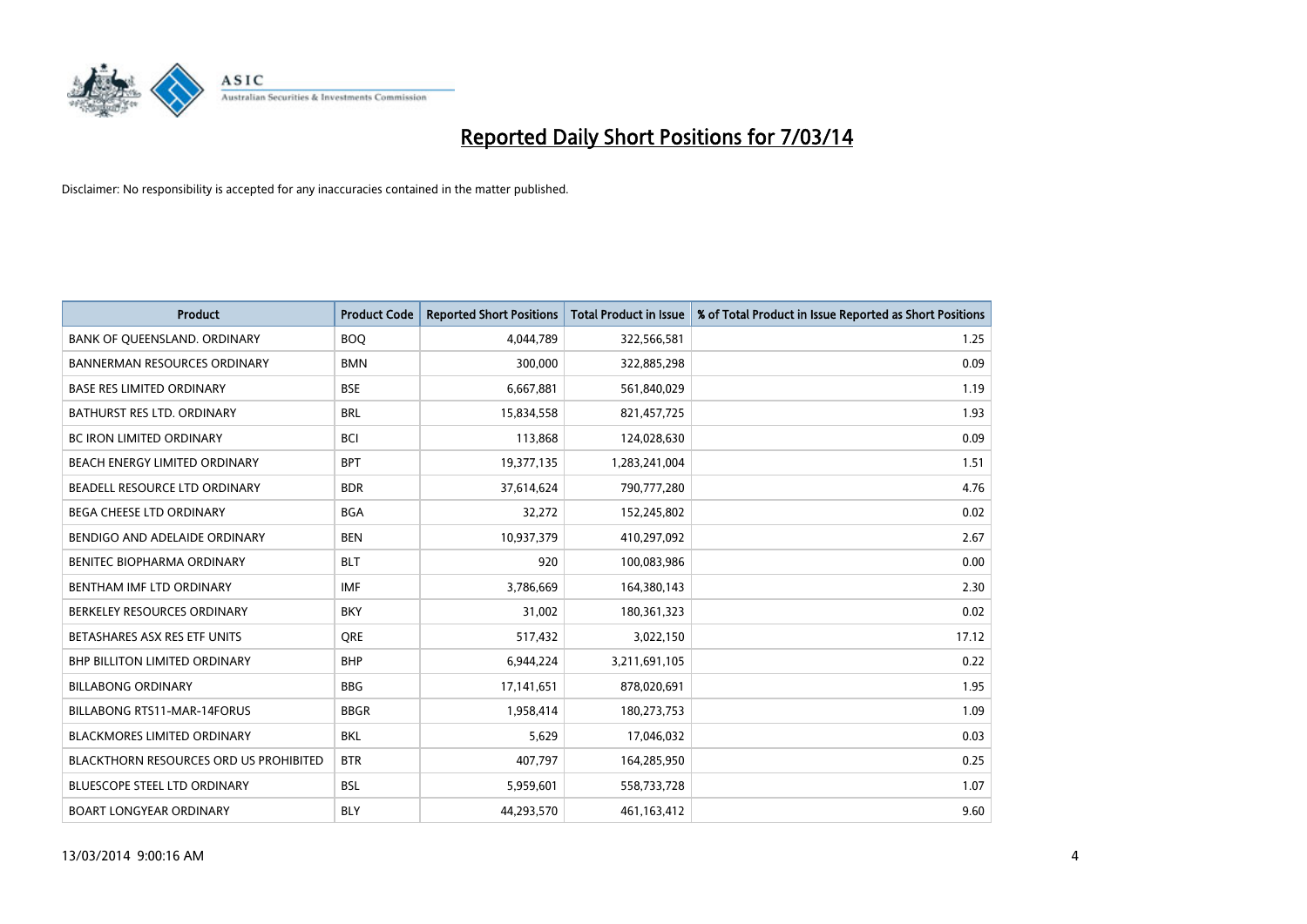# Reported Daily Short Positions for 7/03/14

Disclaimer: No responsibility is accepted for any inaccuracies contained in the matter published.

| Product | Product Code | Reported Short Positions | Total Product in Issue | % of Total Product in Issue Reported as Short Positions |
|---|---|---|---|---|
| BANK OF QUEENSLAND. ORDINARY | BOQ | 4,044,789 | 322,566,581 | 1.25 |
| BANNERMAN RESOURCES ORDINARY | BMN | 300,000 | 322,885,298 | 0.09 |
| BASE RES LIMITED ORDINARY | BSE | 6,667,881 | 561,840,029 | 1.19 |
| BATHURST RES LTD. ORDINARY | BRL | 15,834,558 | 821,457,725 | 1.93 |
| BC IRON LIMITED ORDINARY | BCI | 113,868 | 124,028,630 | 0.09 |
| BEACH ENERGY LIMITED ORDINARY | BPT | 19,377,135 | 1,283,241,004 | 1.51 |
| BEADELL RESOURCE LTD ORDINARY | BDR | 37,614,624 | 790,777,280 | 4.76 |
| BEGA CHEESE LTD ORDINARY | BGA | 32,272 | 152,245,802 | 0.02 |
| BENDIGO AND ADELAIDE ORDINARY | BEN | 10,937,379 | 410,297,092 | 2.67 |
| BENITEC BIOPHARMA ORDINARY | BLT | 920 | 100,083,986 | 0.00 |
| BENTHAM IMF LTD ORDINARY | IMF | 3,786,669 | 164,380,143 | 2.30 |
| BERKELEY RESOURCES ORDINARY | BKY | 31,002 | 180,361,323 | 0.02 |
| BETASHARES ASX RES ETF UNITS | QRE | 517,432 | 3,022,150 | 17.12 |
| BHP BILLITON LIMITED ORDINARY | BHP | 6,944,224 | 3,211,691,105 | 0.22 |
| BILLABONG ORDINARY | BBG | 17,141,651 | 878,020,691 | 1.95 |
| BILLABONG RTS11-MAR-14FORUS | BBGR | 1,958,414 | 180,273,753 | 1.09 |
| BLACKMORES LIMITED ORDINARY | BKL | 5,629 | 17,046,032 | 0.03 |
| BLACKTHORN RESOURCES ORD US PROHIBITED | BTR | 407,797 | 164,285,950 | 0.25 |
| BLUESCOPE STEEL LTD ORDINARY | BSL | 5,959,601 | 558,733,728 | 1.07 |
| BOART LONGYEAR ORDINARY | BLY | 44,293,570 | 461,163,412 | 9.60 |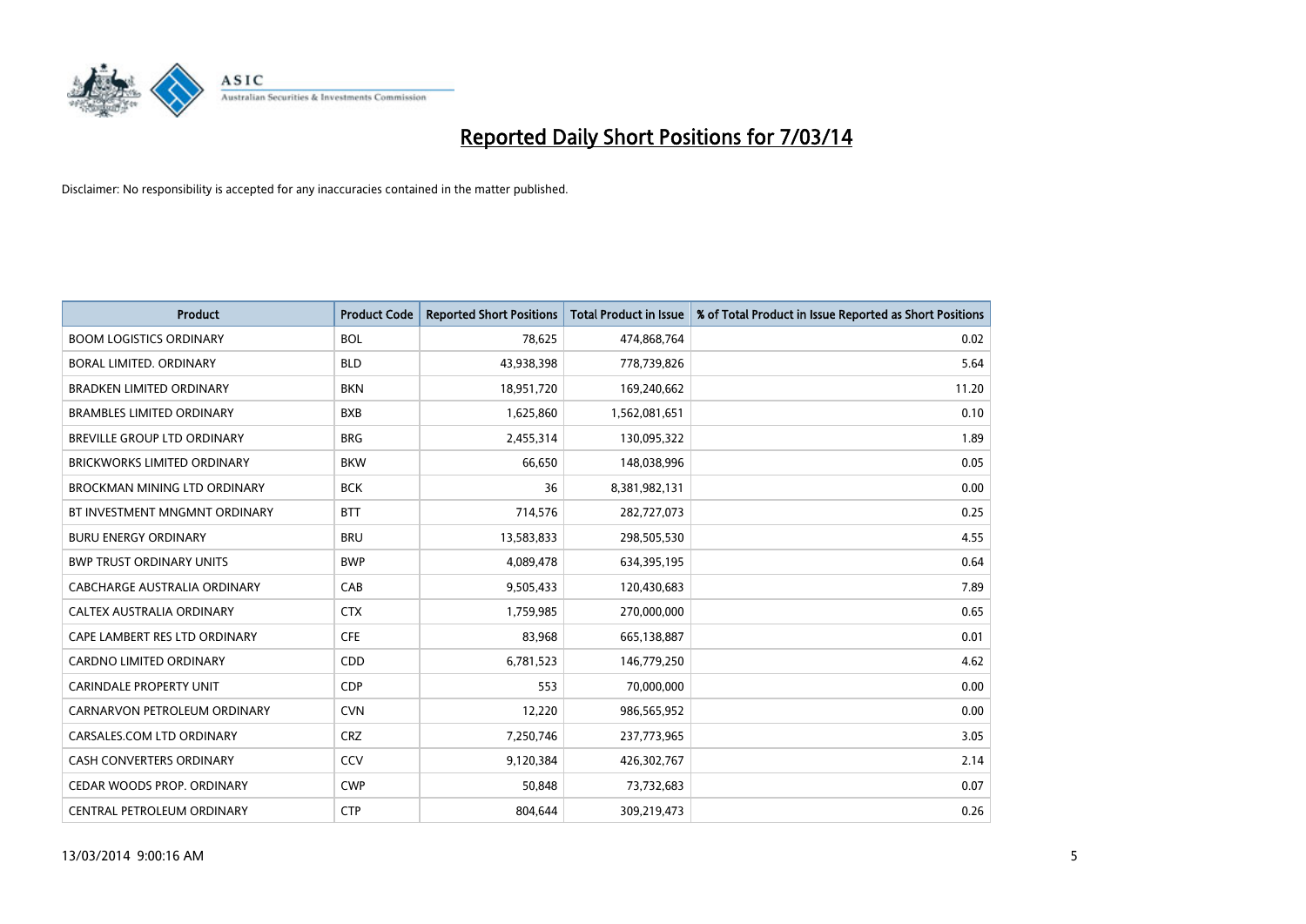# Reported Daily Short Positions for 7/03/14

Disclaimer: No responsibility is accepted for any inaccuracies contained in the matter published.

| Product | Product Code | Reported Short Positions | Total Product in Issue | % of Total Product in Issue Reported as Short Positions |
|---|---|---|---|---|
| BOOM LOGISTICS ORDINARY | BOL | 78,625 | 474,868,764 | 0.02 |
| BORAL LIMITED. ORDINARY | BLD | 43,938,398 | 778,739,826 | 5.64 |
| BRADKEN LIMITED ORDINARY | BKN | 18,951,720 | 169,240,662 | 11.20 |
| BRAMBLES LIMITED ORDINARY | BXB | 1,625,860 | 1,562,081,651 | 0.10 |
| BREVILLE GROUP LTD ORDINARY | BRG | 2,455,314 | 130,095,322 | 1.89 |
| BRICKWORKS LIMITED ORDINARY | BKW | 66,650 | 148,038,996 | 0.05 |
| BROCKMAN MINING LTD ORDINARY | BCK | 36 | 8,381,982,131 | 0.00 |
| BT INVESTMENT MNGMNT ORDINARY | BTT | 714,576 | 282,727,073 | 0.25 |
| BURU ENERGY ORDINARY | BRU | 13,583,833 | 298,505,530 | 4.55 |
| BWP TRUST ORDINARY UNITS | BWP | 4,089,478 | 634,395,195 | 0.64 |
| CABCHARGE AUSTRALIA ORDINARY | CAB | 9,505,433 | 120,430,683 | 7.89 |
| CALTEX AUSTRALIA ORDINARY | CTX | 1,759,985 | 270,000,000 | 0.65 |
| CAPE LAMBERT RES LTD ORDINARY | CFE | 83,968 | 665,138,887 | 0.01 |
| CARDNO LIMITED ORDINARY | CDD | 6,781,523 | 146,779,250 | 4.62 |
| CARINDALE PROPERTY UNIT | CDP | 553 | 70,000,000 | 0.00 |
| CARNARVON PETROLEUM ORDINARY | CVN | 12,220 | 986,565,952 | 0.00 |
| CARSALES.COM LTD ORDINARY | CRZ | 7,250,746 | 237,773,965 | 3.05 |
| CASH CONVERTERS ORDINARY | CCV | 9,120,384 | 426,302,767 | 2.14 |
| CEDAR WOODS PROP. ORDINARY | CWP | 50,848 | 73,732,683 | 0.07 |
| CENTRAL PETROLEUM ORDINARY | CTP | 804,644 | 309,219,473 | 0.26 |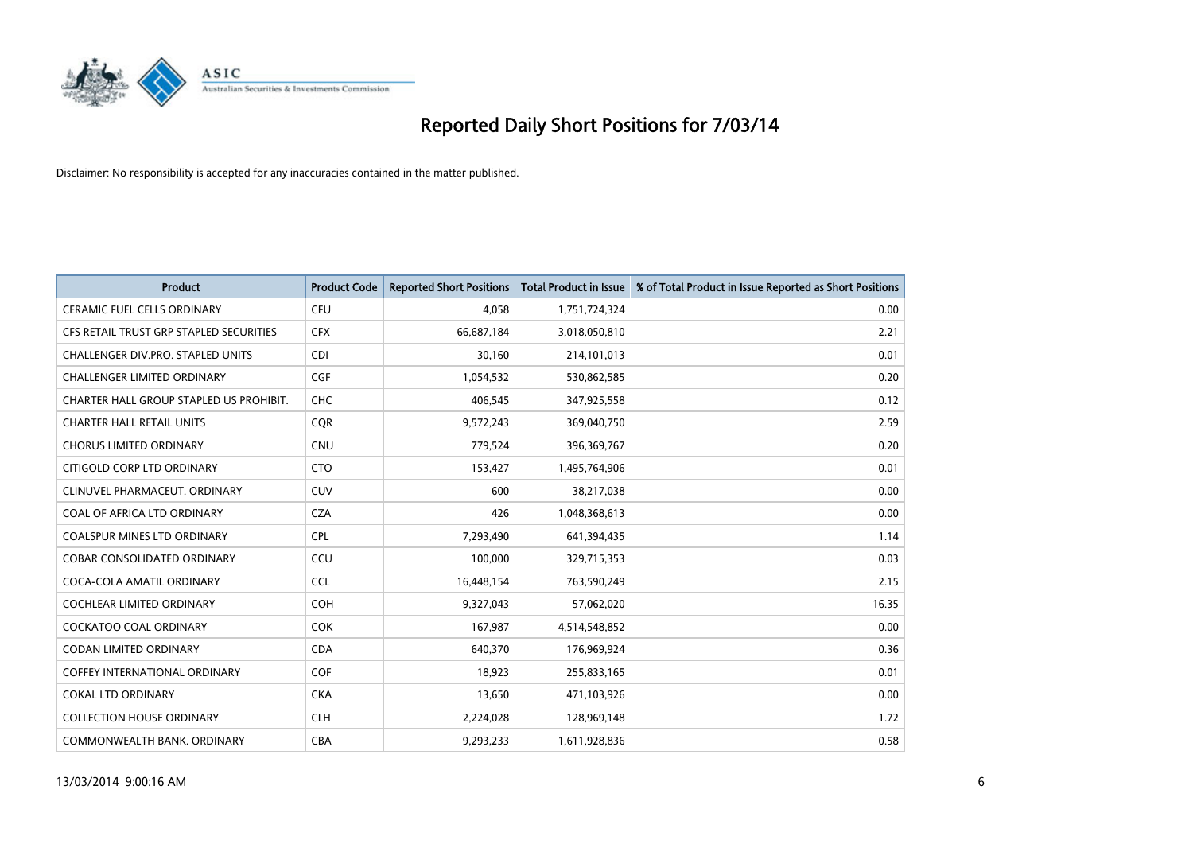# Reported Daily Short Positions for 7/03/14

Disclaimer: No responsibility is accepted for any inaccuracies contained in the matter published.

| Product | Product Code | Reported Short Positions | Total Product in Issue | % of Total Product in Issue Reported as Short Positions |
|---|---|---|---|---|
| CERAMIC FUEL CELLS ORDINARY | CFU | 4,058 | 1,751,724,324 | 0.00 |
| CFS RETAIL TRUST GRP STAPLED SECURITIES | CFX | 66,687,184 | 3,018,050,810 | 2.21 |
| CHALLENGER DIV.PRO. STAPLED UNITS | CDI | 30,160 | 214,101,013 | 0.01 |
| CHALLENGER LIMITED ORDINARY | CGF | 1,054,532 | 530,862,585 | 0.20 |
| CHARTER HALL GROUP STAPLED US PROHIBIT. | CHC | 406,545 | 347,925,558 | 0.12 |
| CHARTER HALL RETAIL UNITS | CQR | 9,572,243 | 369,040,750 | 2.59 |
| CHORUS LIMITED ORDINARY | CNU | 779,524 | 396,369,767 | 0.20 |
| CITIGOLD CORP LTD ORDINARY | CTO | 153,427 | 1,495,764,906 | 0.01 |
| CLINUVEL PHARMACEUT. ORDINARY | CUV | 600 | 38,217,038 | 0.00 |
| COAL OF AFRICA LTD ORDINARY | CZA | 426 | 1,048,368,613 | 0.00 |
| COALSPUR MINES LTD ORDINARY | CPL | 7,293,490 | 641,394,435 | 1.14 |
| COBAR CONSOLIDATED ORDINARY | CCU | 100,000 | 329,715,353 | 0.03 |
| COCA-COLA AMATIL ORDINARY | CCL | 16,448,154 | 763,590,249 | 2.15 |
| COCHLEAR LIMITED ORDINARY | COH | 9,327,043 | 57,062,020 | 16.35 |
| COCKATOO COAL ORDINARY | COK | 167,987 | 4,514,548,852 | 0.00 |
| CODAN LIMITED ORDINARY | CDA | 640,370 | 176,969,924 | 0.36 |
| COFFEY INTERNATIONAL ORDINARY | COF | 18,923 | 255,833,165 | 0.01 |
| COKAL LTD ORDINARY | CKA | 13,650 | 471,103,926 | 0.00 |
| COLLECTION HOUSE ORDINARY | CLH | 2,224,028 | 128,969,148 | 1.72 |
| COMMONWEALTH BANK. ORDINARY | CBA | 9,293,233 | 1,611,928,836 | 0.58 |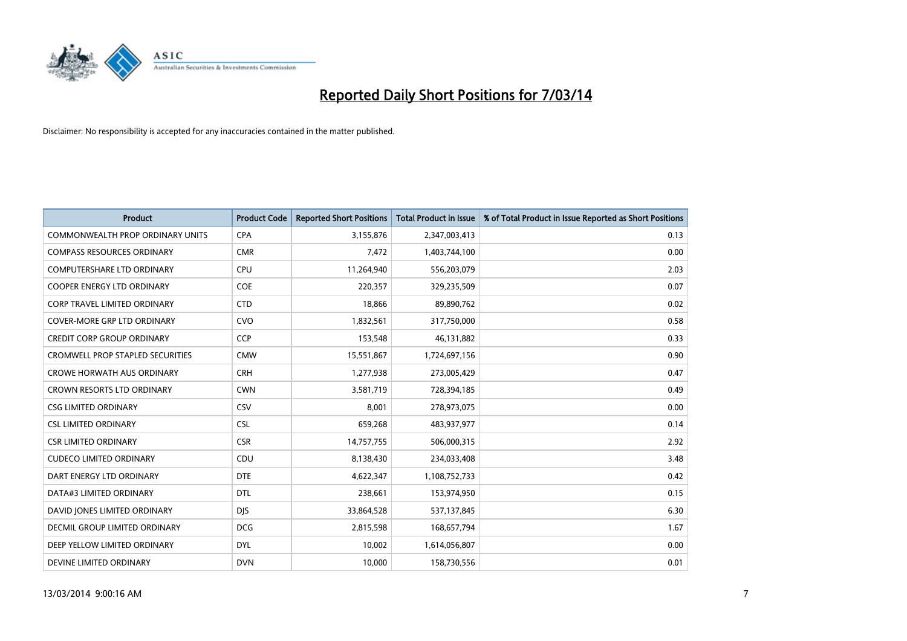# Reported Daily Short Positions for 7/03/14

Disclaimer: No responsibility is accepted for any inaccuracies contained in the matter published.

| Product | Product Code | Reported Short Positions | Total Product in Issue | % of Total Product in Issue Reported as Short Positions |
|---|---|---|---|---|
| COMMONWEALTH PROP ORDINARY UNITS | CPA | 3,155,876 | 2,347,003,413 | 0.13 |
| COMPASS RESOURCES ORDINARY | CMR | 7,472 | 1,403,744,100 | 0.00 |
| COMPUTERSHARE LTD ORDINARY | CPU | 11,264,940 | 556,203,079 | 2.03 |
| COOPER ENERGY LTD ORDINARY | COE | 220,357 | 329,235,509 | 0.07 |
| CORP TRAVEL LIMITED ORDINARY | CTD | 18,866 | 89,890,762 | 0.02 |
| COVER-MORE GRP LTD ORDINARY | CVO | 1,832,561 | 317,750,000 | 0.58 |
| CREDIT CORP GROUP ORDINARY | CCP | 153,548 | 46,131,882 | 0.33 |
| CROMWELL PROP STAPLED SECURITIES | CMW | 15,551,867 | 1,724,697,156 | 0.90 |
| CROWE HORWATH AUS ORDINARY | CRH | 1,277,938 | 273,005,429 | 0.47 |
| CROWN RESORTS LTD ORDINARY | CWN | 3,581,719 | 728,394,185 | 0.49 |
| CSG LIMITED ORDINARY | CSV | 8,001 | 278,973,075 | 0.00 |
| CSL LIMITED ORDINARY | CSL | 659,268 | 483,937,977 | 0.14 |
| CSR LIMITED ORDINARY | CSR | 14,757,755 | 506,000,315 | 2.92 |
| CUDECO LIMITED ORDINARY | CDU | 8,138,430 | 234,033,408 | 3.48 |
| DART ENERGY LTD ORDINARY | DTE | 4,622,347 | 1,108,752,733 | 0.42 |
| DATA#3 LIMITED ORDINARY | DTL | 238,661 | 153,974,950 | 0.15 |
| DAVID JONES LIMITED ORDINARY | DJS | 33,864,528 | 537,137,845 | 6.30 |
| DECMIL GROUP LIMITED ORDINARY | DCG | 2,815,598 | 168,657,794 | 1.67 |
| DEEP YELLOW LIMITED ORDINARY | DYL | 10,002 | 1,614,056,807 | 0.00 |
| DEVINE LIMITED ORDINARY | DVN | 10,000 | 158,730,556 | 0.01 |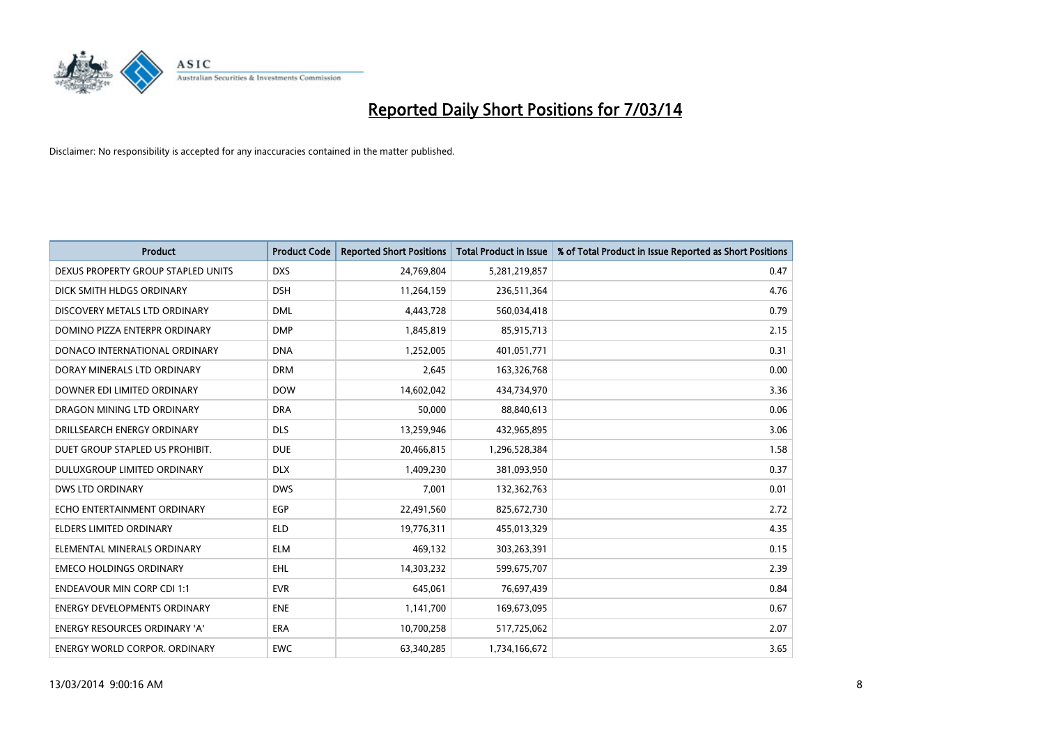# Reported Daily Short Positions for 7/03/14

Disclaimer: No responsibility is accepted for any inaccuracies contained in the matter published.

| Product | Product Code | Reported Short Positions | Total Product in Issue | % of Total Product in Issue Reported as Short Positions |
|---|---|---|---|---|
| DEXUS PROPERTY GROUP STAPLED UNITS | DXS | 24,769,804 | 5,281,219,857 | 0.47 |
| DICK SMITH HLDGS ORDINARY | DSH | 11,264,159 | 236,511,364 | 4.76 |
| DISCOVERY METALS LTD ORDINARY | DML | 4,443,728 | 560,034,418 | 0.79 |
| DOMINO PIZZA ENTERPR ORDINARY | DMP | 1,845,819 | 85,915,713 | 2.15 |
| DONACO INTERNATIONAL ORDINARY | DNA | 1,252,005 | 401,051,771 | 0.31 |
| DORAY MINERALS LTD ORDINARY | DRM | 2,645 | 163,326,768 | 0.00 |
| DOWNER EDI LIMITED ORDINARY | DOW | 14,602,042 | 434,734,970 | 3.36 |
| DRAGON MINING LTD ORDINARY | DRA | 50,000 | 88,840,613 | 0.06 |
| DRILLSEARCH ENERGY ORDINARY | DLS | 13,259,946 | 432,965,895 | 3.06 |
| DUET GROUP STAPLED US PROHIBIT. | DUE | 20,466,815 | 1,296,528,384 | 1.58 |
| DULUXGROUP LIMITED ORDINARY | DLX | 1,409,230 | 381,093,950 | 0.37 |
| DWS LTD ORDINARY | DWS | 7,001 | 132,362,763 | 0.01 |
| ECHO ENTERTAINMENT ORDINARY | EGP | 22,491,560 | 825,672,730 | 2.72 |
| ELDERS LIMITED ORDINARY | ELD | 19,776,311 | 455,013,329 | 4.35 |
| ELEMENTAL MINERALS ORDINARY | ELM | 469,132 | 303,263,391 | 0.15 |
| EMECO HOLDINGS ORDINARY | EHL | 14,303,232 | 599,675,707 | 2.39 |
| ENDEAVOUR MIN CORP CDI 1:1 | EVR | 645,061 | 76,697,439 | 0.84 |
| ENERGY DEVELOPMENTS ORDINARY | ENE | 1,141,700 | 169,673,095 | 0.67 |
| ENERGY RESOURCES ORDINARY 'A' | ERA | 10,700,258 | 517,725,062 | 2.07 |
| ENERGY WORLD CORPOR. ORDINARY | EWC | 63,340,285 | 1,734,166,672 | 3.65 |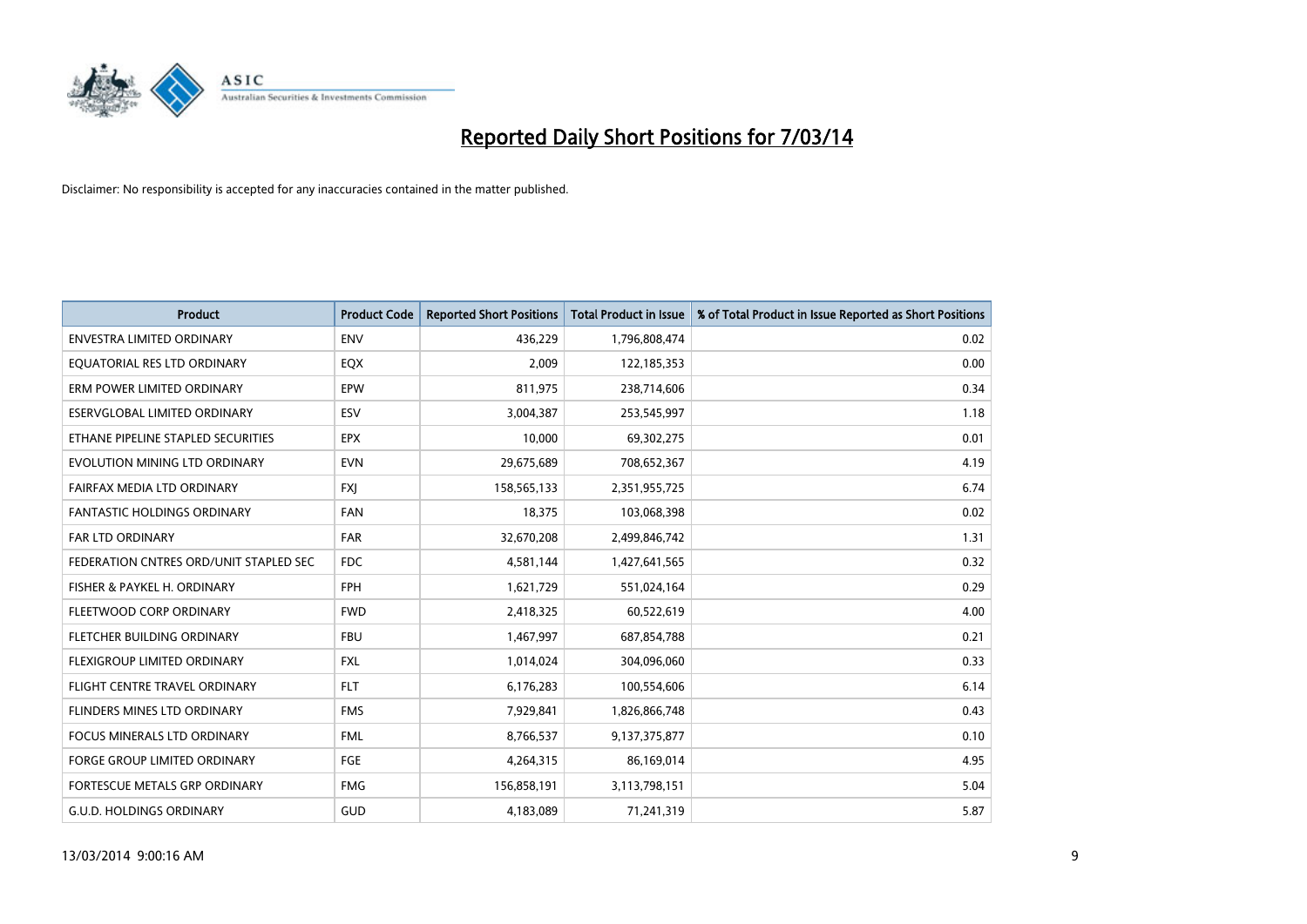# Reported Daily Short Positions for 7/03/14

Disclaimer: No responsibility is accepted for any inaccuracies contained in the matter published.

| Product | Product Code | Reported Short Positions | Total Product in Issue | % of Total Product in Issue Reported as Short Positions |
|---|---|---|---|---|
| ENVESTRA LIMITED ORDINARY | ENV | 436,229 | 1,796,808,474 | 0.02 |
| EQUATORIAL RES LTD ORDINARY | EQX | 2,009 | 122,185,353 | 0.00 |
| ERM POWER LIMITED ORDINARY | EPW | 811,975 | 238,714,606 | 0.34 |
| ESERVGLOBAL LIMITED ORDINARY | ESV | 3,004,387 | 253,545,997 | 1.18 |
| ETHANE PIPELINE STAPLED SECURITIES | EPX | 10,000 | 69,302,275 | 0.01 |
| EVOLUTION MINING LTD ORDINARY | EVN | 29,675,689 | 708,652,367 | 4.19 |
| FAIRFAX MEDIA LTD ORDINARY | FXJ | 158,565,133 | 2,351,955,725 | 6.74 |
| FANTASTIC HOLDINGS ORDINARY | FAN | 18,375 | 103,068,398 | 0.02 |
| FAR LTD ORDINARY | FAR | 32,670,208 | 2,499,846,742 | 1.31 |
| FEDERATION CNTRES ORD/UNIT STAPLED SEC | FDC | 4,581,144 | 1,427,641,565 | 0.32 |
| FISHER & PAYKEL H. ORDINARY | FPH | 1,621,729 | 551,024,164 | 0.29 |
| FLEETWOOD CORP ORDINARY | FWD | 2,418,325 | 60,522,619 | 4.00 |
| FLETCHER BUILDING ORDINARY | FBU | 1,467,997 | 687,854,788 | 0.21 |
| FLEXIGROUP LIMITED ORDINARY | FXL | 1,014,024 | 304,096,060 | 0.33 |
| FLIGHT CENTRE TRAVEL ORDINARY | FLT | 6,176,283 | 100,554,606 | 6.14 |
| FLINDERS MINES LTD ORDINARY | FMS | 7,929,841 | 1,826,866,748 | 0.43 |
| FOCUS MINERALS LTD ORDINARY | FML | 8,766,537 | 9,137,375,877 | 0.10 |
| FORGE GROUP LIMITED ORDINARY | FGE | 4,264,315 | 86,169,014 | 4.95 |
| FORTESCUE METALS GRP ORDINARY | FMG | 156,858,191 | 3,113,798,151 | 5.04 |
| G.U.D. HOLDINGS ORDINARY | GUD | 4,183,089 | 71,241,319 | 5.87 |

13/03/2014 9:00:16 AM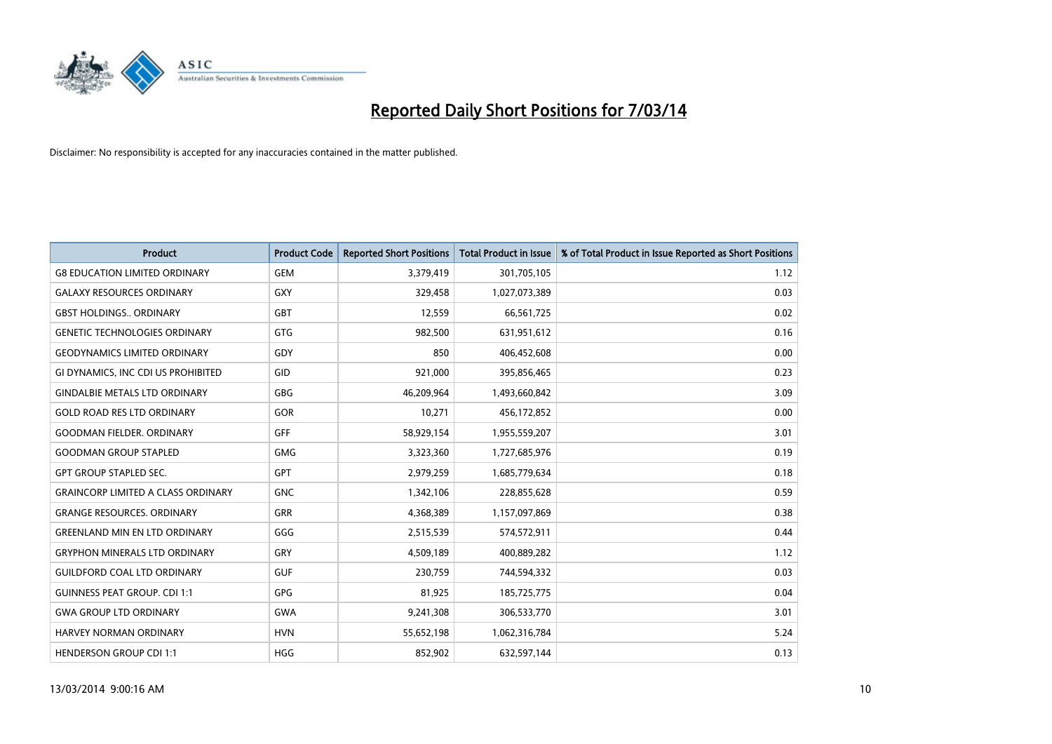# Reported Daily Short Positions for 7/03/14

Disclaimer: No responsibility is accepted for any inaccuracies contained in the matter published.

| Product | Product Code | Reported Short Positions | Total Product in Issue | % of Total Product in Issue Reported as Short Positions |
|---|---|---|---|---|
| G8 EDUCATION LIMITED ORDINARY | GEM | 3,379,419 | 301,705,105 | 1.12 |
| GALAXY RESOURCES ORDINARY | GXY | 329,458 | 1,027,073,389 | 0.03 |
| GBST HOLDINGS.. ORDINARY | GBT | 12,559 | 66,561,725 | 0.02 |
| GENETIC TECHNOLOGIES ORDINARY | GTG | 982,500 | 631,951,612 | 0.16 |
| GEODYNAMICS LIMITED ORDINARY | GDY | 850 | 406,452,608 | 0.00 |
| GI DYNAMICS, INC CDI US PROHIBITED | GID | 921,000 | 395,856,465 | 0.23 |
| GINDALBIE METALS LTD ORDINARY | GBG | 46,209,964 | 1,493,660,842 | 3.09 |
| GOLD ROAD RES LTD ORDINARY | GOR | 10,271 | 456,172,852 | 0.00 |
| GOODMAN FIELDER. ORDINARY | GFF | 58,929,154 | 1,955,559,207 | 3.01 |
| GOODMAN GROUP STAPLED | GMG | 3,323,360 | 1,727,685,976 | 0.19 |
| GPT GROUP STAPLED SEC. | GPT | 2,979,259 | 1,685,779,634 | 0.18 |
| GRAINCORP LIMITED A CLASS ORDINARY | GNC | 1,342,106 | 228,855,628 | 0.59 |
| GRANGE RESOURCES. ORDINARY | GRR | 4,368,389 | 1,157,097,869 | 0.38 |
| GREENLAND MIN EN LTD ORDINARY | GGG | 2,515,539 | 574,572,911 | 0.44 |
| GRYPHON MINERALS LTD ORDINARY | GRY | 4,509,189 | 400,889,282 | 1.12 |
| GUILDFORD COAL LTD ORDINARY | GUF | 230,759 | 744,594,332 | 0.03 |
| GUINNESS PEAT GROUP. CDI 1:1 | GPG | 81,925 | 185,725,775 | 0.04 |
| GWA GROUP LTD ORDINARY | GWA | 9,241,308 | 306,533,770 | 3.01 |
| HARVEY NORMAN ORDINARY | HVN | 55,652,198 | 1,062,316,784 | 5.24 |
| HENDERSON GROUP CDI 1:1 | HGG | 852,902 | 632,597,144 | 0.13 |

13/03/2014 9:00:16 AM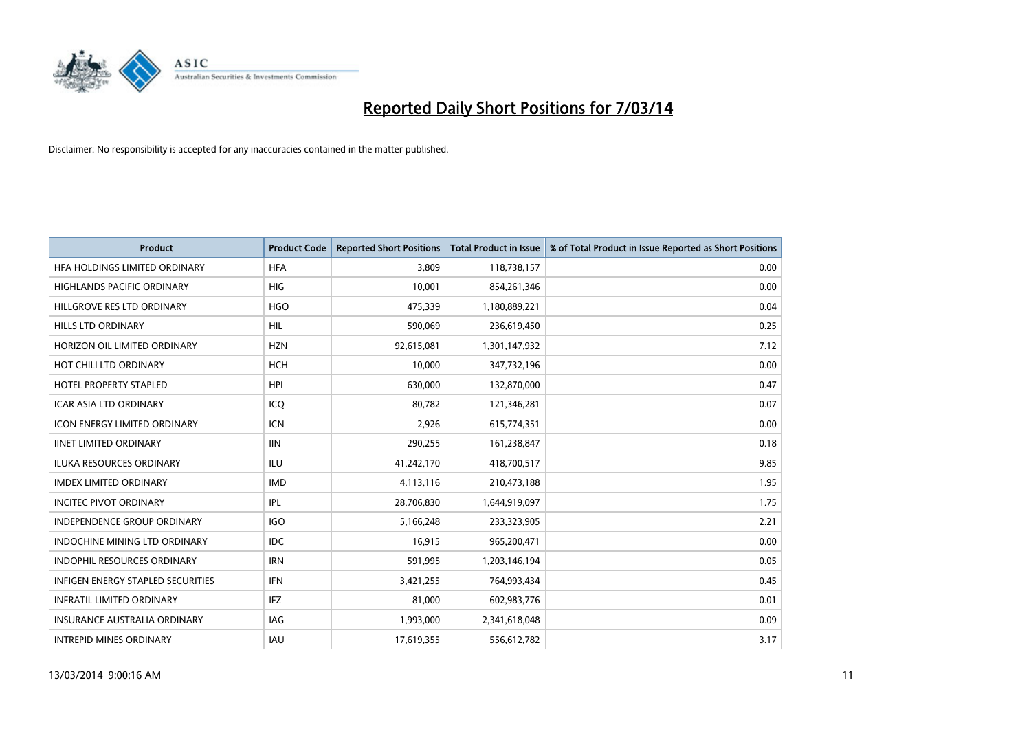# Reported Daily Short Positions for 7/03/14

Disclaimer: No responsibility is accepted for any inaccuracies contained in the matter published.

| Product | Product Code | Reported Short Positions | Total Product in Issue | % of Total Product in Issue Reported as Short Positions |
|---|---|---|---|---|
| HFA HOLDINGS LIMITED ORDINARY | HFA | 3,809 | 118,738,157 | 0.00 |
| HIGHLANDS PACIFIC ORDINARY | HIG | 10,001 | 854,261,346 | 0.00 |
| HILLGROVE RES LTD ORDINARY | HGO | 475,339 | 1,180,889,221 | 0.04 |
| HILLS LTD ORDINARY | HIL | 590,069 | 236,619,450 | 0.25 |
| HORIZON OIL LIMITED ORDINARY | HZN | 92,615,081 | 1,301,147,932 | 7.12 |
| HOT CHILI LTD ORDINARY | HCH | 10,000 | 347,732,196 | 0.00 |
| HOTEL PROPERTY STAPLED | HPI | 630,000 | 132,870,000 | 0.47 |
| ICAR ASIA LTD ORDINARY | ICQ | 80,782 | 121,346,281 | 0.07 |
| ICON ENERGY LIMITED ORDINARY | ICN | 2,926 | 615,774,351 | 0.00 |
| IINET LIMITED ORDINARY | IIN | 290,255 | 161,238,847 | 0.18 |
| ILUKA RESOURCES ORDINARY | ILU | 41,242,170 | 418,700,517 | 9.85 |
| IMDEX LIMITED ORDINARY | IMD | 4,113,116 | 210,473,188 | 1.95 |
| INCITEC PIVOT ORDINARY | IPL | 28,706,830 | 1,644,919,097 | 1.75 |
| INDEPENDENCE GROUP ORDINARY | IGO | 5,166,248 | 233,323,905 | 2.21 |
| INDOCHINE MINING LTD ORDINARY | IDC | 16,915 | 965,200,471 | 0.00 |
| INDOPHIL RESOURCES ORDINARY | IRN | 591,995 | 1,203,146,194 | 0.05 |
| INFIGEN ENERGY STAPLED SECURITIES | IFN | 3,421,255 | 764,993,434 | 0.45 |
| INFRATIL LIMITED ORDINARY | IFZ | 81,000 | 602,983,776 | 0.01 |
| INSURANCE AUSTRALIA ORDINARY | IAG | 1,993,000 | 2,341,618,048 | 0.09 |
| INTREPID MINES ORDINARY | IAU | 17,619,355 | 556,612,782 | 3.17 |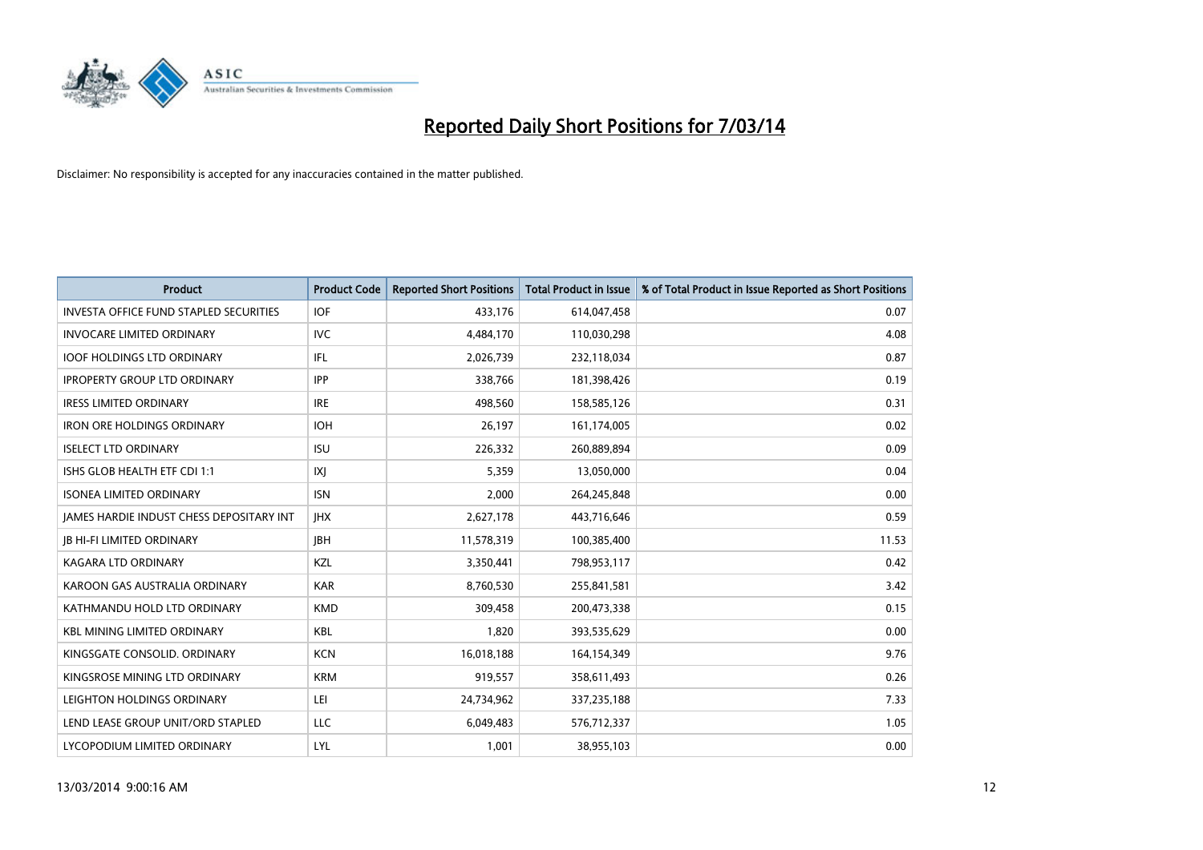# Reported Daily Short Positions for 7/03/14

Disclaimer: No responsibility is accepted for any inaccuracies contained in the matter published.

| Product | Product Code | Reported Short Positions | Total Product in Issue | % of Total Product in Issue Reported as Short Positions |
|---|---|---|---|---|
| INVESTA OFFICE FUND STAPLED SECURITIES | IOF | 433,176 | 614,047,458 | 0.07 |
| INVOCARE LIMITED ORDINARY | IVC | 4,484,170 | 110,030,298 | 4.08 |
| IOOF HOLDINGS LTD ORDINARY | IFL | 2,026,739 | 232,118,034 | 0.87 |
| IPROPERTY GROUP LTD ORDINARY | IPP | 338,766 | 181,398,426 | 0.19 |
| IRESS LIMITED ORDINARY | IRE | 498,560 | 158,585,126 | 0.31 |
| IRON ORE HOLDINGS ORDINARY | IOH | 26,197 | 161,174,005 | 0.02 |
| ISELECT LTD ORDINARY | ISU | 226,332 | 260,889,894 | 0.09 |
| ISHS GLOB HEALTH ETF CDI 1:1 | IXJ | 5,359 | 13,050,000 | 0.04 |
| ISONEA LIMITED ORDINARY | ISN | 2,000 | 264,245,848 | 0.00 |
| JAMES HARDIE INDUST CHESS DEPOSITARY INT | JHX | 2,627,178 | 443,716,646 | 0.59 |
| JB HI-FI LIMITED ORDINARY | JBH | 11,578,319 | 100,385,400 | 11.53 |
| KAGARA LTD ORDINARY | KZL | 3,350,441 | 798,953,117 | 0.42 |
| KAROON GAS AUSTRALIA ORDINARY | KAR | 8,760,530 | 255,841,581 | 3.42 |
| KATHMANDU HOLD LTD ORDINARY | KMD | 309,458 | 200,473,338 | 0.15 |
| KBL MINING LIMITED ORDINARY | KBL | 1,820 | 393,535,629 | 0.00 |
| KINGSGATE CONSOLID. ORDINARY | KCN | 16,018,188 | 164,154,349 | 9.76 |
| KINGSROSE MINING LTD ORDINARY | KRM | 919,557 | 358,611,493 | 0.26 |
| LEIGHTON HOLDINGS ORDINARY | LEI | 24,734,962 | 337,235,188 | 7.33 |
| LEND LEASE GROUP UNIT/ORD STAPLED | LLC | 6,049,483 | 576,712,337 | 1.05 |
| LYCOPODIUM LIMITED ORDINARY | LYL | 1,001 | 38,955,103 | 0.00 |

13/03/2014 9:00:16 AM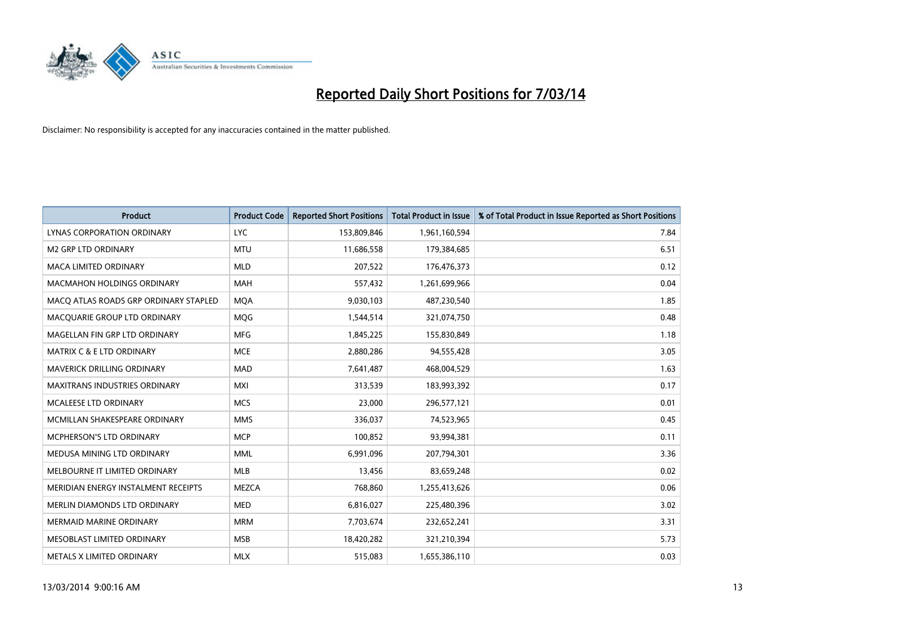# Reported Daily Short Positions for 7/03/14

Disclaimer: No responsibility is accepted for any inaccuracies contained in the matter published.

| Product | Product Code | Reported Short Positions | Total Product in Issue | % of Total Product in Issue Reported as Short Positions |
|---|---|---|---|---|
| LYNAS CORPORATION ORDINARY | LYC | 153,809,846 | 1,961,160,594 | 7.84 |
| M2 GRP LTD ORDINARY | MTU | 11,686,558 | 179,384,685 | 6.51 |
| MACA LIMITED ORDINARY | MLD | 207,522 | 176,476,373 | 0.12 |
| MACMAHON HOLDINGS ORDINARY | MAH | 557,432 | 1,261,699,966 | 0.04 |
| MACQ ATLAS ROADS GRP ORDINARY STAPLED | MQA | 9,030,103 | 487,230,540 | 1.85 |
| MACQUARIE GROUP LTD ORDINARY | MQG | 1,544,514 | 321,074,750 | 0.48 |
| MAGELLAN FIN GRP LTD ORDINARY | MFG | 1,845,225 | 155,830,849 | 1.18 |
| MATRIX C & E LTD ORDINARY | MCE | 2,880,286 | 94,555,428 | 3.05 |
| MAVERICK DRILLING ORDINARY | MAD | 7,641,487 | 468,004,529 | 1.63 |
| MAXITRANS INDUSTRIES ORDINARY | MXI | 313,539 | 183,993,392 | 0.17 |
| MCALEESE LTD ORDINARY | MCS | 23,000 | 296,577,121 | 0.01 |
| MCMILLAN SHAKESPEARE ORDINARY | MMS | 336,037 | 74,523,965 | 0.45 |
| MCPHERSON'S LTD ORDINARY | MCP | 100,852 | 93,994,381 | 0.11 |
| MEDUSA MINING LTD ORDINARY | MML | 6,991,096 | 207,794,301 | 3.36 |
| MELBOURNE IT LIMITED ORDINARY | MLB | 13,456 | 83,659,248 | 0.02 |
| MERIDIAN ENERGY INSTALMENT RECEIPTS | MEZCA | 768,860 | 1,255,413,626 | 0.06 |
| MERLIN DIAMONDS LTD ORDINARY | MED | 6,816,027 | 225,480,396 | 3.02 |
| MERMAID MARINE ORDINARY | MRM | 7,703,674 | 232,652,241 | 3.31 |
| MESOBLAST LIMITED ORDINARY | MSB | 18,420,282 | 321,210,394 | 5.73 |
| METALS X LIMITED ORDINARY | MLX | 515,083 | 1,655,386,110 | 0.03 |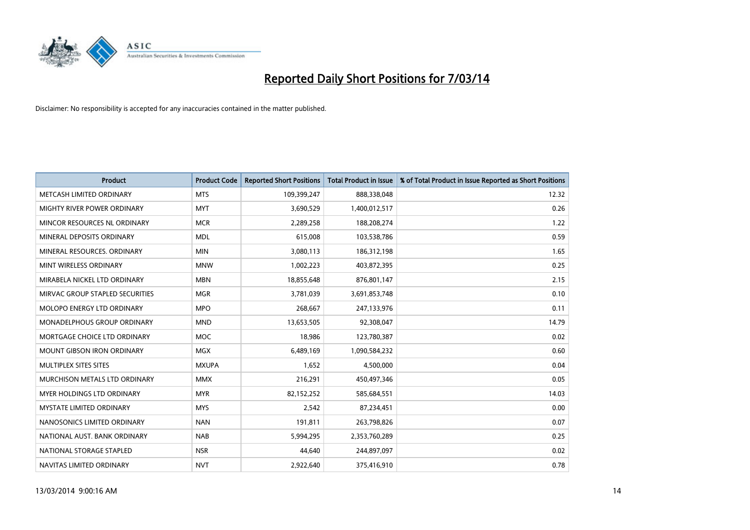# Reported Daily Short Positions for 7/03/14

Disclaimer: No responsibility is accepted for any inaccuracies contained in the matter published.

| Product | Product Code | Reported Short Positions | Total Product in Issue | % of Total Product in Issue Reported as Short Positions |
|---|---|---|---|---|
| METCASH LIMITED ORDINARY | MTS | 109,399,247 | 888,338,048 | 12.32 |
| MIGHTY RIVER POWER ORDINARY | MYT | 3,690,529 | 1,400,012,517 | 0.26 |
| MINCOR RESOURCES NL ORDINARY | MCR | 2,289,258 | 188,208,274 | 1.22 |
| MINERAL DEPOSITS ORDINARY | MDL | 615,008 | 103,538,786 | 0.59 |
| MINERAL RESOURCES. ORDINARY | MIN | 3,080,113 | 186,312,198 | 1.65 |
| MINT WIRELESS ORDINARY | MNW | 1,002,223 | 403,872,395 | 0.25 |
| MIRABELA NICKEL LTD ORDINARY | MBN | 18,855,648 | 876,801,147 | 2.15 |
| MIRVAC GROUP STAPLED SECURITIES | MGR | 3,781,039 | 3,691,853,748 | 0.10 |
| MOLOPO ENERGY LTD ORDINARY | MPO | 268,667 | 247,133,976 | 0.11 |
| MONADELPHOUS GROUP ORDINARY | MND | 13,653,505 | 92,308,047 | 14.79 |
| MORTGAGE CHOICE LTD ORDINARY | MOC | 18,986 | 123,780,387 | 0.02 |
| MOUNT GIBSON IRON ORDINARY | MGX | 6,489,169 | 1,090,584,232 | 0.60 |
| MULTIPLEX SITES SITES | MXUPA | 1,652 | 4,500,000 | 0.04 |
| MURCHISON METALS LTD ORDINARY | MMX | 216,291 | 450,497,346 | 0.05 |
| MYER HOLDINGS LTD ORDINARY | MYR | 82,152,252 | 585,684,551 | 14.03 |
| MYSTATE LIMITED ORDINARY | MYS | 2,542 | 87,234,451 | 0.00 |
| NANOSONICS LIMITED ORDINARY | NAN | 191,811 | 263,798,826 | 0.07 |
| NATIONAL AUST. BANK ORDINARY | NAB | 5,994,295 | 2,353,760,289 | 0.25 |
| NATIONAL STORAGE STAPLED | NSR | 44,640 | 244,897,097 | 0.02 |
| NAVITAS LIMITED ORDINARY | NVT | 2,922,640 | 375,416,910 | 0.78 |

13/03/2014 9:00:16 AM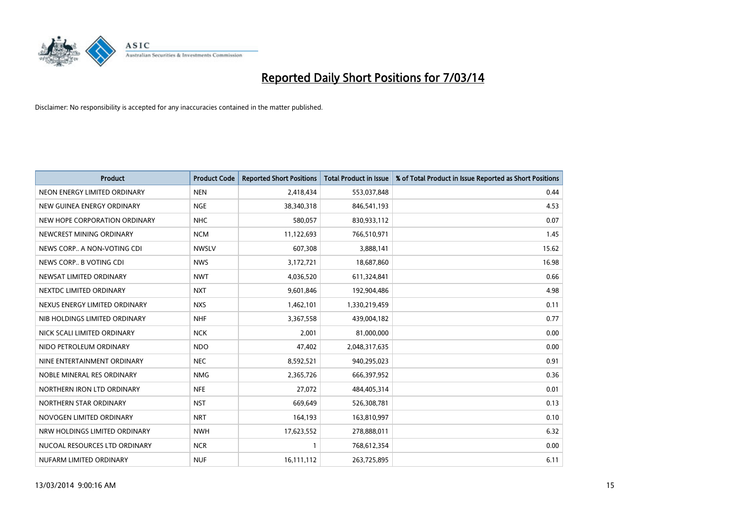# Reported Daily Short Positions for 7/03/14

Disclaimer: No responsibility is accepted for any inaccuracies contained in the matter published.

| Product | Product Code | Reported Short Positions | Total Product in Issue | % of Total Product in Issue Reported as Short Positions |
|---|---|---|---|---|
| NEON ENERGY LIMITED ORDINARY | NEN | 2,418,434 | 553,037,848 | 0.44 |
| NEW GUINEA ENERGY ORDINARY | NGE | 38,340,318 | 846,541,193 | 4.53 |
| NEW HOPE CORPORATION ORDINARY | NHC | 580,057 | 830,933,112 | 0.07 |
| NEWCREST MINING ORDINARY | NCM | 11,122,693 | 766,510,971 | 1.45 |
| NEWS CORP.. A NON-VOTING CDI | NWSLV | 607,308 | 3,888,141 | 15.62 |
| NEWS CORP.. B VOTING CDI | NWS | 3,172,721 | 18,687,860 | 16.98 |
| NEWSAT LIMITED ORDINARY | NWT | 4,036,520 | 611,324,841 | 0.66 |
| NEXTDC LIMITED ORDINARY | NXT | 9,601,846 | 192,904,486 | 4.98 |
| NEXUS ENERGY LIMITED ORDINARY | NXS | 1,462,101 | 1,330,219,459 | 0.11 |
| NIB HOLDINGS LIMITED ORDINARY | NHF | 3,367,558 | 439,004,182 | 0.77 |
| NICK SCALI LIMITED ORDINARY | NCK | 2,001 | 81,000,000 | 0.00 |
| NIDO PETROLEUM ORDINARY | NDO | 47,402 | 2,048,317,635 | 0.00 |
| NINE ENTERTAINMENT ORDINARY | NEC | 8,592,521 | 940,295,023 | 0.91 |
| NOBLE MINERAL RES ORDINARY | NMG | 2,365,726 | 666,397,952 | 0.36 |
| NORTHERN IRON LTD ORDINARY | NFE | 27,072 | 484,405,314 | 0.01 |
| NORTHERN STAR ORDINARY | NST | 669,649 | 526,308,781 | 0.13 |
| NOVOGEN LIMITED ORDINARY | NRT | 164,193 | 163,810,997 | 0.10 |
| NRW HOLDINGS LIMITED ORDINARY | NWH | 17,623,552 | 278,888,011 | 6.32 |
| NUCOAL RESOURCES LTD ORDINARY | NCR | 1 | 768,612,354 | 0.00 |
| NUFARM LIMITED ORDINARY | NUF | 16,111,112 | 263,725,895 | 6.11 |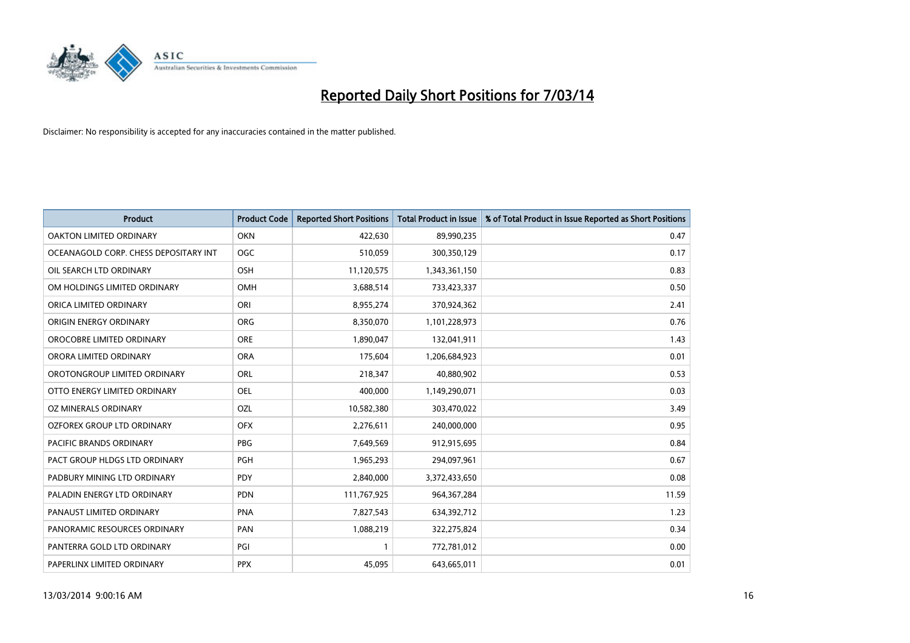# Reported Daily Short Positions for 7/03/14

Disclaimer: No responsibility is accepted for any inaccuracies contained in the matter published.

| Product | Product Code | Reported Short Positions | Total Product in Issue | % of Total Product in Issue Reported as Short Positions |
|---|---|---|---|---|
| OAKTON LIMITED ORDINARY | OKN | 422,630 | 89,990,235 | 0.47 |
| OCEANAGOLD CORP. CHESS DEPOSITARY INT | OGC | 510,059 | 300,350,129 | 0.17 |
| OIL SEARCH LTD ORDINARY | OSH | 11,120,575 | 1,343,361,150 | 0.83 |
| OM HOLDINGS LIMITED ORDINARY | OMH | 3,688,514 | 733,423,337 | 0.50 |
| ORICA LIMITED ORDINARY | ORI | 8,955,274 | 370,924,362 | 2.41 |
| ORIGIN ENERGY ORDINARY | ORG | 8,350,070 | 1,101,228,973 | 0.76 |
| OROCOBRE LIMITED ORDINARY | ORE | 1,890,047 | 132,041,911 | 1.43 |
| ORORA LIMITED ORDINARY | ORA | 175,604 | 1,206,684,923 | 0.01 |
| OROTONGROUP LIMITED ORDINARY | ORL | 218,347 | 40,880,902 | 0.53 |
| OTTO ENERGY LIMITED ORDINARY | OEL | 400,000 | 1,149,290,071 | 0.03 |
| OZ MINERALS ORDINARY | OZL | 10,582,380 | 303,470,022 | 3.49 |
| OZFOREX GROUP LTD ORDINARY | OFX | 2,276,611 | 240,000,000 | 0.95 |
| PACIFIC BRANDS ORDINARY | PBG | 7,649,569 | 912,915,695 | 0.84 |
| PACT GROUP HLDGS LTD ORDINARY | PGH | 1,965,293 | 294,097,961 | 0.67 |
| PADBURY MINING LTD ORDINARY | PDY | 2,840,000 | 3,372,433,650 | 0.08 |
| PALADIN ENERGY LTD ORDINARY | PDN | 111,767,925 | 964,367,284 | 11.59 |
| PANAUST LIMITED ORDINARY | PNA | 7,827,543 | 634,392,712 | 1.23 |
| PANORAMIC RESOURCES ORDINARY | PAN | 1,088,219 | 322,275,824 | 0.34 |
| PANTERRA GOLD LTD ORDINARY | PGI | 1 | 772,781,012 | 0.00 |
| PAPERLINX LIMITED ORDINARY | PPX | 45,095 | 643,665,011 | 0.01 |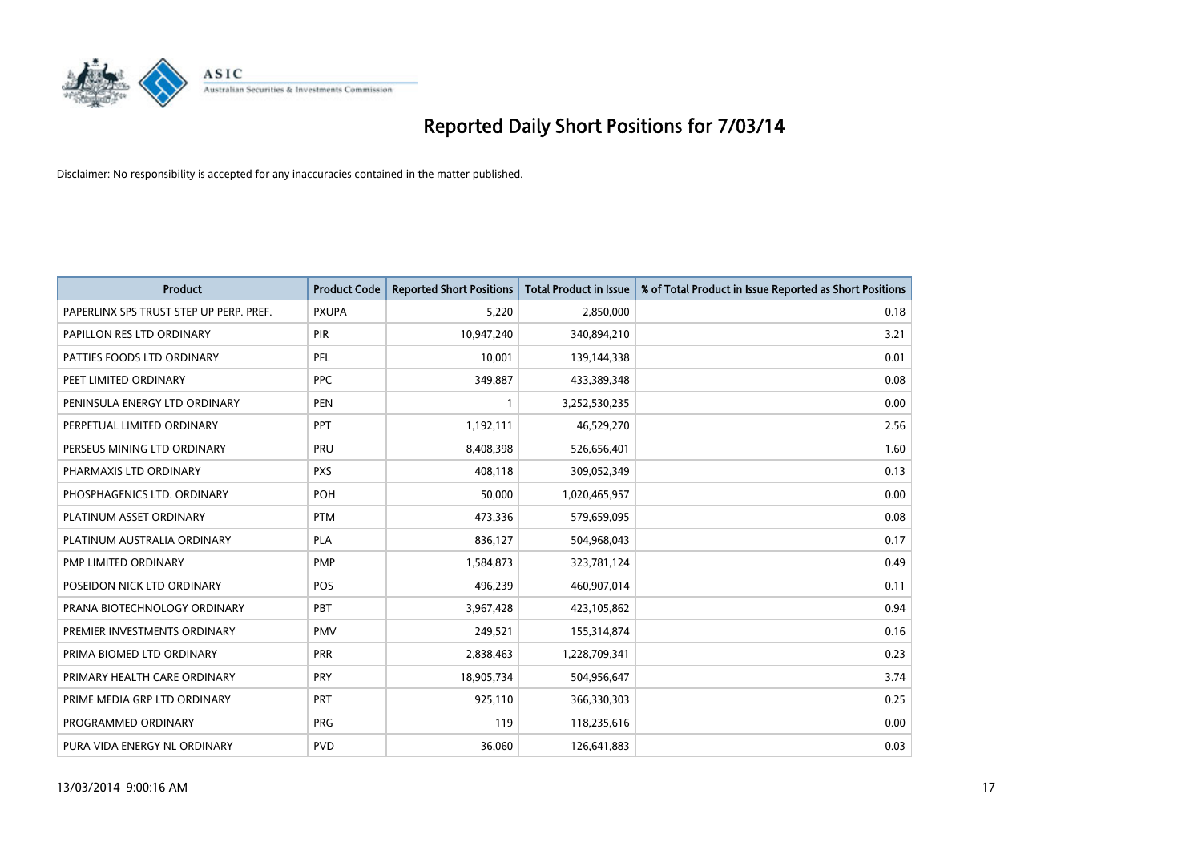# Reported Daily Short Positions for 7/03/14

Disclaimer: No responsibility is accepted for any inaccuracies contained in the matter published.

| Product | Product Code | Reported Short Positions | Total Product in Issue | % of Total Product in Issue Reported as Short Positions |
|---|---|---|---|---|
| PAPERLINX SPS TRUST STEP UP PERP. PREF. | PXUPA | 5,220 | 2,850,000 | 0.18 |
| PAPILLON RES LTD ORDINARY | PIR | 10,947,240 | 340,894,210 | 3.21 |
| PATTIES FOODS LTD ORDINARY | PFL | 10,001 | 139,144,338 | 0.01 |
| PEET LIMITED ORDINARY | PPC | 349,887 | 433,389,348 | 0.08 |
| PENINSULA ENERGY LTD ORDINARY | PEN | 1 | 3,252,530,235 | 0.00 |
| PERPETUAL LIMITED ORDINARY | PPT | 1,192,111 | 46,529,270 | 2.56 |
| PERSEUS MINING LTD ORDINARY | PRU | 8,408,398 | 526,656,401 | 1.60 |
| PHARMAXIS LTD ORDINARY | PXS | 408,118 | 309,052,349 | 0.13 |
| PHOSPHAGENICS LTD. ORDINARY | POH | 50,000 | 1,020,465,957 | 0.00 |
| PLATINUM ASSET ORDINARY | PTM | 473,336 | 579,659,095 | 0.08 |
| PLATINUM AUSTRALIA ORDINARY | PLA | 836,127 | 504,968,043 | 0.17 |
| PMP LIMITED ORDINARY | PMP | 1,584,873 | 323,781,124 | 0.49 |
| POSEIDON NICK LTD ORDINARY | POS | 496,239 | 460,907,014 | 0.11 |
| PRANA BIOTECHNOLOGY ORDINARY | PBT | 3,967,428 | 423,105,862 | 0.94 |
| PREMIER INVESTMENTS ORDINARY | PMV | 249,521 | 155,314,874 | 0.16 |
| PRIMA BIOMED LTD ORDINARY | PRR | 2,838,463 | 1,228,709,341 | 0.23 |
| PRIMARY HEALTH CARE ORDINARY | PRY | 18,905,734 | 504,956,647 | 3.74 |
| PRIME MEDIA GRP LTD ORDINARY | PRT | 925,110 | 366,330,303 | 0.25 |
| PROGRAMMED ORDINARY | PRG | 119 | 118,235,616 | 0.00 |
| PURA VIDA ENERGY NL ORDINARY | PVD | 36,060 | 126,641,883 | 0.03 |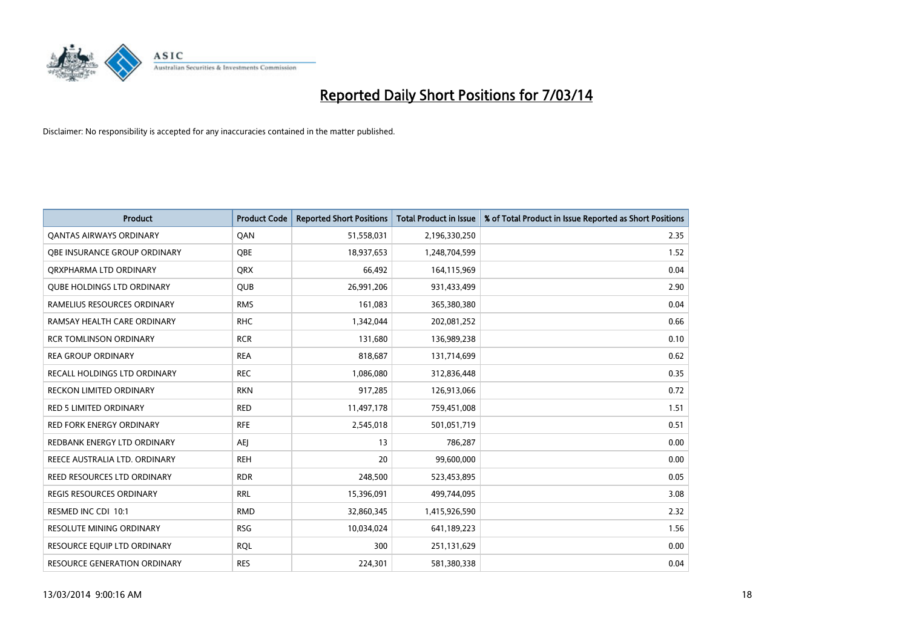# Reported Daily Short Positions for 7/03/14

Disclaimer: No responsibility is accepted for any inaccuracies contained in the matter published.

| Product | Product Code | Reported Short Positions | Total Product in Issue | % of Total Product in Issue Reported as Short Positions |
|---|---|---|---|---|
| QANTAS AIRWAYS ORDINARY | QAN | 51,558,031 | 2,196,330,250 | 2.35 |
| QBE INSURANCE GROUP ORDINARY | QBE | 18,937,653 | 1,248,704,599 | 1.52 |
| QRXPHARMA LTD ORDINARY | QRX | 66,492 | 164,115,969 | 0.04 |
| QUBE HOLDINGS LTD ORDINARY | QUB | 26,991,206 | 931,433,499 | 2.90 |
| RAMELIUS RESOURCES ORDINARY | RMS | 161,083 | 365,380,380 | 0.04 |
| RAMSAY HEALTH CARE ORDINARY | RHC | 1,342,044 | 202,081,252 | 0.66 |
| RCR TOMLINSON ORDINARY | RCR | 131,680 | 136,989,238 | 0.10 |
| REA GROUP ORDINARY | REA | 818,687 | 131,714,699 | 0.62 |
| RECALL HOLDINGS LTD ORDINARY | REC | 1,086,080 | 312,836,448 | 0.35 |
| RECKON LIMITED ORDINARY | RKN | 917,285 | 126,913,066 | 0.72 |
| RED 5 LIMITED ORDINARY | RED | 11,497,178 | 759,451,008 | 1.51 |
| RED FORK ENERGY ORDINARY | RFE | 2,545,018 | 501,051,719 | 0.51 |
| REDBANK ENERGY LTD ORDINARY | AEJ | 13 | 786,287 | 0.00 |
| REECE AUSTRALIA LTD. ORDINARY | REH | 20 | 99,600,000 | 0.00 |
| REED RESOURCES LTD ORDINARY | RDR | 248,500 | 523,453,895 | 0.05 |
| REGIS RESOURCES ORDINARY | RRL | 15,396,091 | 499,744,095 | 3.08 |
| RESMED INC CDI 10:1 | RMD | 32,860,345 | 1,415,926,590 | 2.32 |
| RESOLUTE MINING ORDINARY | RSG | 10,034,024 | 641,189,223 | 1.56 |
| RESOURCE EQUIP LTD ORDINARY | RQL | 300 | 251,131,629 | 0.00 |
| RESOURCE GENERATION ORDINARY | RES | 224,301 | 581,380,338 | 0.04 |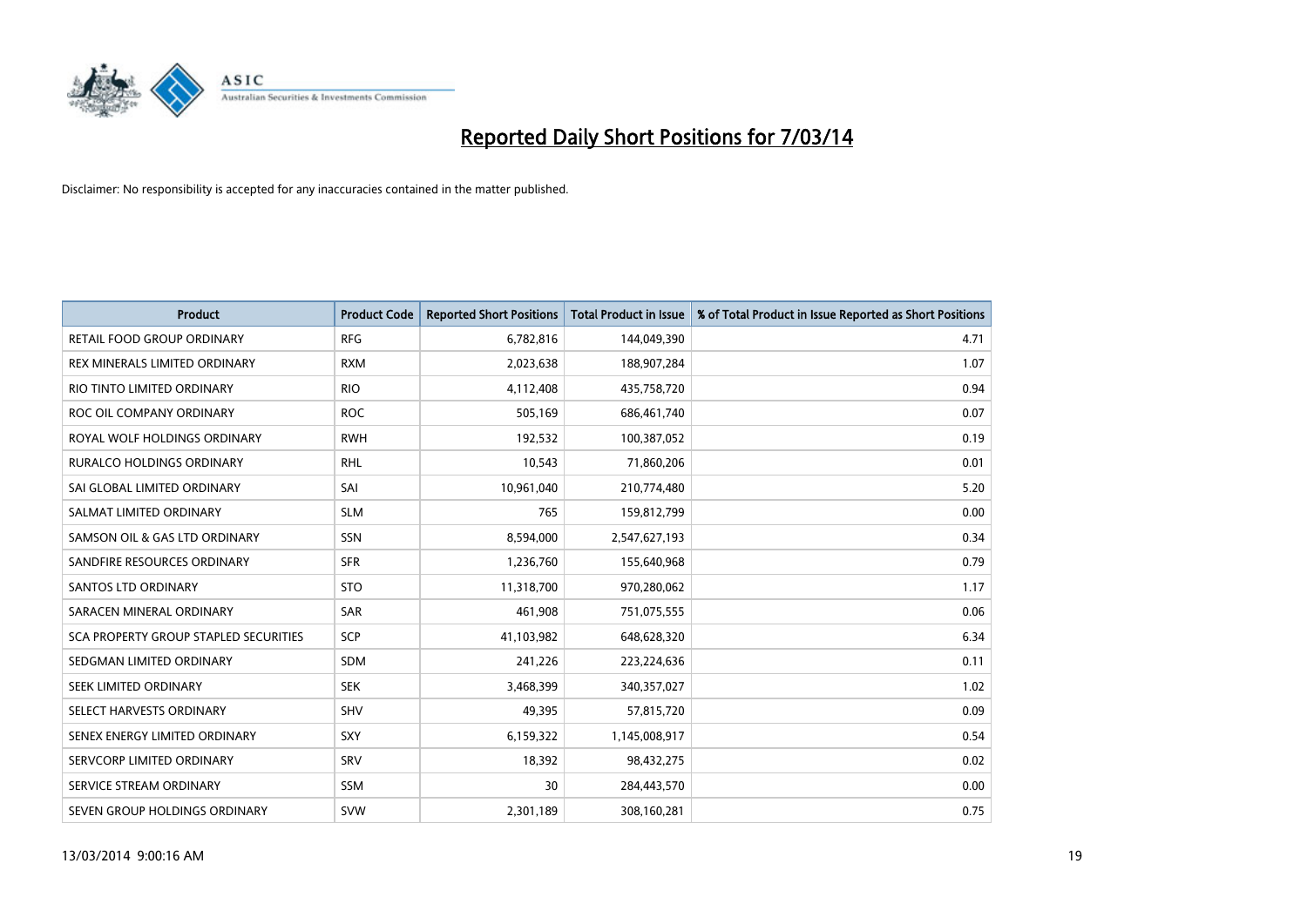# Reported Daily Short Positions for 7/03/14

Disclaimer: No responsibility is accepted for any inaccuracies contained in the matter published.

| Product | Product Code | Reported Short Positions | Total Product in Issue | % of Total Product in Issue Reported as Short Positions |
|---|---|---|---|---|
| RETAIL FOOD GROUP ORDINARY | RFG | 6,782,816 | 144,049,390 | 4.71 |
| REX MINERALS LIMITED ORDINARY | RXM | 2,023,638 | 188,907,284 | 1.07 |
| RIO TINTO LIMITED ORDINARY | RIO | 4,112,408 | 435,758,720 | 0.94 |
| ROC OIL COMPANY ORDINARY | ROC | 505,169 | 686,461,740 | 0.07 |
| ROYAL WOLF HOLDINGS ORDINARY | RWH | 192,532 | 100,387,052 | 0.19 |
| RURALCO HOLDINGS ORDINARY | RHL | 10,543 | 71,860,206 | 0.01 |
| SAI GLOBAL LIMITED ORDINARY | SAI | 10,961,040 | 210,774,480 | 5.20 |
| SALMAT LIMITED ORDINARY | SLM | 765 | 159,812,799 | 0.00 |
| SAMSON OIL & GAS LTD ORDINARY | SSN | 8,594,000 | 2,547,627,193 | 0.34 |
| SANDFIRE RESOURCES ORDINARY | SFR | 1,236,760 | 155,640,968 | 0.79 |
| SANTOS LTD ORDINARY | STO | 11,318,700 | 970,280,062 | 1.17 |
| SARACEN MINERAL ORDINARY | SAR | 461,908 | 751,075,555 | 0.06 |
| SCA PROPERTY GROUP STAPLED SECURITIES | SCP | 41,103,982 | 648,628,320 | 6.34 |
| SEDGMAN LIMITED ORDINARY | SDM | 241,226 | 223,224,636 | 0.11 |
| SEEK LIMITED ORDINARY | SEK | 3,468,399 | 340,357,027 | 1.02 |
| SELECT HARVESTS ORDINARY | SHV | 49,395 | 57,815,720 | 0.09 |
| SENEX ENERGY LIMITED ORDINARY | SXY | 6,159,322 | 1,145,008,917 | 0.54 |
| SERVCORP LIMITED ORDINARY | SRV | 18,392 | 98,432,275 | 0.02 |
| SERVICE STREAM ORDINARY | SSM | 30 | 284,443,570 | 0.00 |
| SEVEN GROUP HOLDINGS ORDINARY | SVW | 2,301,189 | 308,160,281 | 0.75 |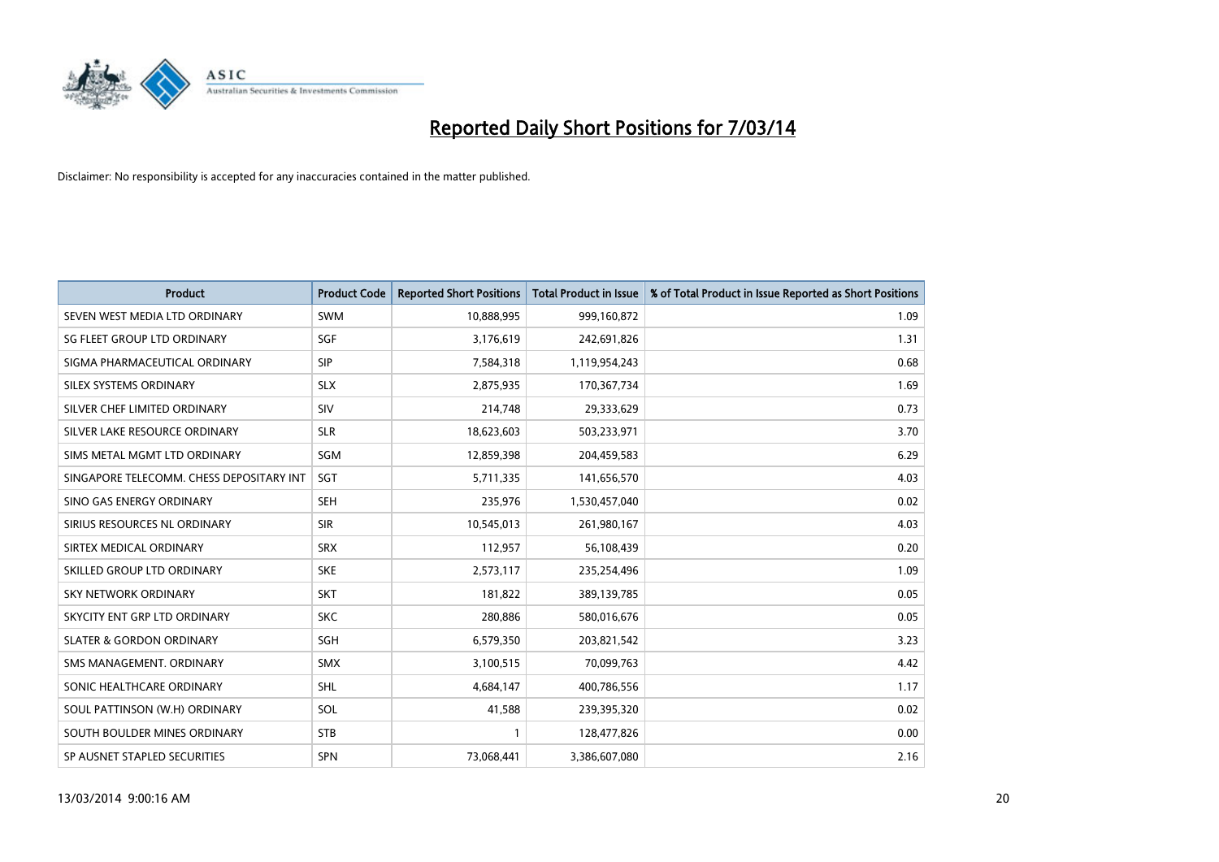# Reported Daily Short Positions for 7/03/14

Disclaimer: No responsibility is accepted for any inaccuracies contained in the matter published.

| Product | Product Code | Reported Short Positions | Total Product in Issue | % of Total Product in Issue Reported as Short Positions |
|---|---|---|---|---|
| SEVEN WEST MEDIA LTD ORDINARY | SWM | 10,888,995 | 999,160,872 | 1.09 |
| SG FLEET GROUP LTD ORDINARY | SGF | 3,176,619 | 242,691,826 | 1.31 |
| SIGMA PHARMACEUTICAL ORDINARY | SIP | 7,584,318 | 1,119,954,243 | 0.68 |
| SILEX SYSTEMS ORDINARY | SLX | 2,875,935 | 170,367,734 | 1.69 |
| SILVER CHEF LIMITED ORDINARY | SIV | 214,748 | 29,333,629 | 0.73 |
| SILVER LAKE RESOURCE ORDINARY | SLR | 18,623,603 | 503,233,971 | 3.70 |
| SIMS METAL MGMT LTD ORDINARY | SGM | 12,859,398 | 204,459,583 | 6.29 |
| SINGAPORE TELECOMM. CHESS DEPOSITARY INT | SGT | 5,711,335 | 141,656,570 | 4.03 |
| SINO GAS ENERGY ORDINARY | SEH | 235,976 | 1,530,457,040 | 0.02 |
| SIRIUS RESOURCES NL ORDINARY | SIR | 10,545,013 | 261,980,167 | 4.03 |
| SIRTEX MEDICAL ORDINARY | SRX | 112,957 | 56,108,439 | 0.20 |
| SKILLED GROUP LTD ORDINARY | SKE | 2,573,117 | 235,254,496 | 1.09 |
| SKY NETWORK ORDINARY | SKT | 181,822 | 389,139,785 | 0.05 |
| SKYCITY ENT GRP LTD ORDINARY | SKC | 280,886 | 580,016,676 | 0.05 |
| SLATER & GORDON ORDINARY | SGH | 6,579,350 | 203,821,542 | 3.23 |
| SMS MANAGEMENT. ORDINARY | SMX | 3,100,515 | 70,099,763 | 4.42 |
| SONIC HEALTHCARE ORDINARY | SHL | 4,684,147 | 400,786,556 | 1.17 |
| SOUL PATTINSON (W.H) ORDINARY | SOL | 41,588 | 239,395,320 | 0.02 |
| SOUTH BOULDER MINES ORDINARY | STB | 1 | 128,477,826 | 0.00 |
| SP AUSNET STAPLED SECURITIES | SPN | 73,068,441 | 3,386,607,080 | 2.16 |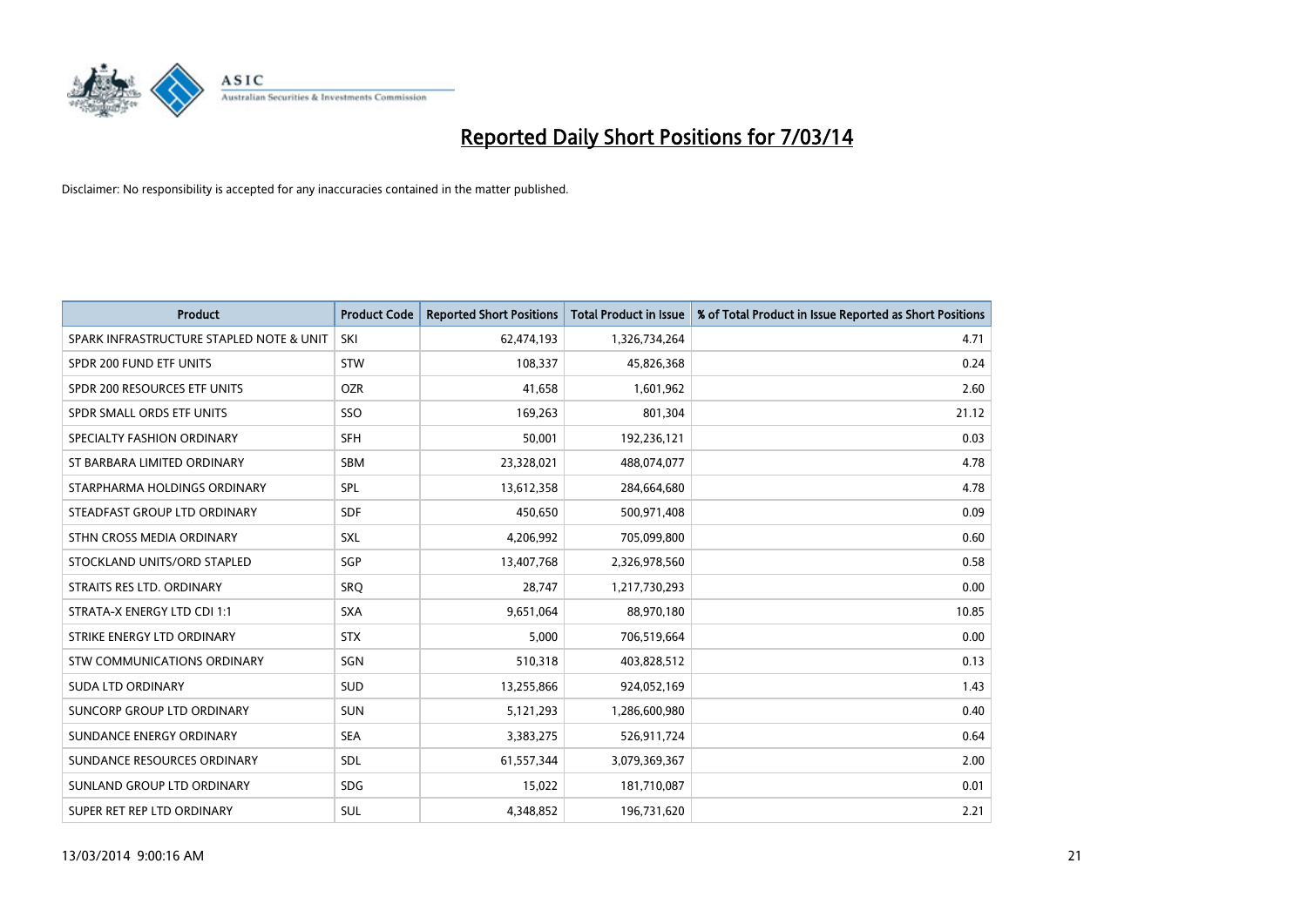# Reported Daily Short Positions for 7/03/14

Disclaimer: No responsibility is accepted for any inaccuracies contained in the matter published.

| Product | Product Code | Reported Short Positions | Total Product in Issue | % of Total Product in Issue Reported as Short Positions |
|---|---|---|---|---|
| SPARK INFRASTRUCTURE STAPLED NOTE & UNIT | SKI | 62,474,193 | 1,326,734,264 | 4.71 |
| SPDR 200 FUND ETF UNITS | STW | 108,337 | 45,826,368 | 0.24 |
| SPDR 200 RESOURCES ETF UNITS | OZR | 41,658 | 1,601,962 | 2.60 |
| SPDR SMALL ORDS ETF UNITS | SSO | 169,263 | 801,304 | 21.12 |
| SPECIALTY FASHION ORDINARY | SFH | 50,001 | 192,236,121 | 0.03 |
| ST BARBARA LIMITED ORDINARY | SBM | 23,328,021 | 488,074,077 | 4.78 |
| STARPHARMA HOLDINGS ORDINARY | SPL | 13,612,358 | 284,664,680 | 4.78 |
| STEADFAST GROUP LTD ORDINARY | SDF | 450,650 | 500,971,408 | 0.09 |
| STHN CROSS MEDIA ORDINARY | SXL | 4,206,992 | 705,099,800 | 0.60 |
| STOCKLAND UNITS/ORD STAPLED | SGP | 13,407,768 | 2,326,978,560 | 0.58 |
| STRAITS RES LTD. ORDINARY | SRQ | 28,747 | 1,217,730,293 | 0.00 |
| STRATA-X ENERGY LTD CDI 1:1 | SXA | 9,651,064 | 88,970,180 | 10.85 |
| STRIKE ENERGY LTD ORDINARY | STX | 5,000 | 706,519,664 | 0.00 |
| STW COMMUNICATIONS ORDINARY | SGN | 510,318 | 403,828,512 | 0.13 |
| SUDA LTD ORDINARY | SUD | 13,255,866 | 924,052,169 | 1.43 |
| SUNCORP GROUP LTD ORDINARY | SUN | 5,121,293 | 1,286,600,980 | 0.40 |
| SUNDANCE ENERGY ORDINARY | SEA | 3,383,275 | 526,911,724 | 0.64 |
| SUNDANCE RESOURCES ORDINARY | SDL | 61,557,344 | 3,079,369,367 | 2.00 |
| SUNLAND GROUP LTD ORDINARY | SDG | 15,022 | 181,710,087 | 0.01 |
| SUPER RET REP LTD ORDINARY | SUL | 4,348,852 | 196,731,620 | 2.21 |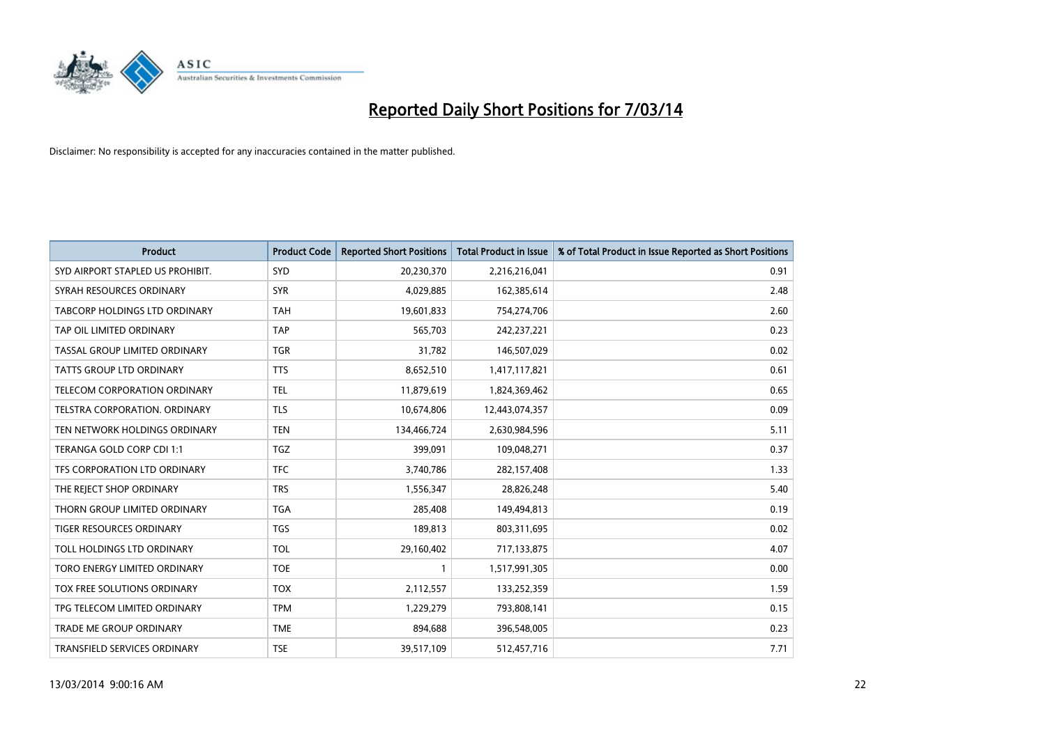# Reported Daily Short Positions for 7/03/14

Disclaimer: No responsibility is accepted for any inaccuracies contained in the matter published.

| Product | Product Code | Reported Short Positions | Total Product in Issue | % of Total Product in Issue Reported as Short Positions |
|---|---|---|---|---|
| SYD AIRPORT STAPLED US PROHIBIT. | SYD | 20,230,370 | 2,216,216,041 | 0.91 |
| SYRAH RESOURCES ORDINARY | SYR | 4,029,885 | 162,385,614 | 2.48 |
| TABCORP HOLDINGS LTD ORDINARY | TAH | 19,601,833 | 754,274,706 | 2.60 |
| TAP OIL LIMITED ORDINARY | TAP | 565,703 | 242,237,221 | 0.23 |
| TASSAL GROUP LIMITED ORDINARY | TGR | 31,782 | 146,507,029 | 0.02 |
| TATTS GROUP LTD ORDINARY | TTS | 8,652,510 | 1,417,117,821 | 0.61 |
| TELECOM CORPORATION ORDINARY | TEL | 11,879,619 | 1,824,369,462 | 0.65 |
| TELSTRA CORPORATION. ORDINARY | TLS | 10,674,806 | 12,443,074,357 | 0.09 |
| TEN NETWORK HOLDINGS ORDINARY | TEN | 134,466,724 | 2,630,984,596 | 5.11 |
| TERANGA GOLD CORP CDI 1:1 | TGZ | 399,091 | 109,048,271 | 0.37 |
| TFS CORPORATION LTD ORDINARY | TFC | 3,740,786 | 282,157,408 | 1.33 |
| THE REJECT SHOP ORDINARY | TRS | 1,556,347 | 28,826,248 | 5.40 |
| THORN GROUP LIMITED ORDINARY | TGA | 285,408 | 149,494,813 | 0.19 |
| TIGER RESOURCES ORDINARY | TGS | 189,813 | 803,311,695 | 0.02 |
| TOLL HOLDINGS LTD ORDINARY | TOL | 29,160,402 | 717,133,875 | 4.07 |
| TORO ENERGY LIMITED ORDINARY | TOE | 1 | 1,517,991,305 | 0.00 |
| TOX FREE SOLUTIONS ORDINARY | TOX | 2,112,557 | 133,252,359 | 1.59 |
| TPG TELECOM LIMITED ORDINARY | TPM | 1,229,279 | 793,808,141 | 0.15 |
| TRADE ME GROUP ORDINARY | TME | 894,688 | 396,548,005 | 0.23 |
| TRANSFIELD SERVICES ORDINARY | TSE | 39,517,109 | 512,457,716 | 7.71 |

13/03/2014 9:00:16 AM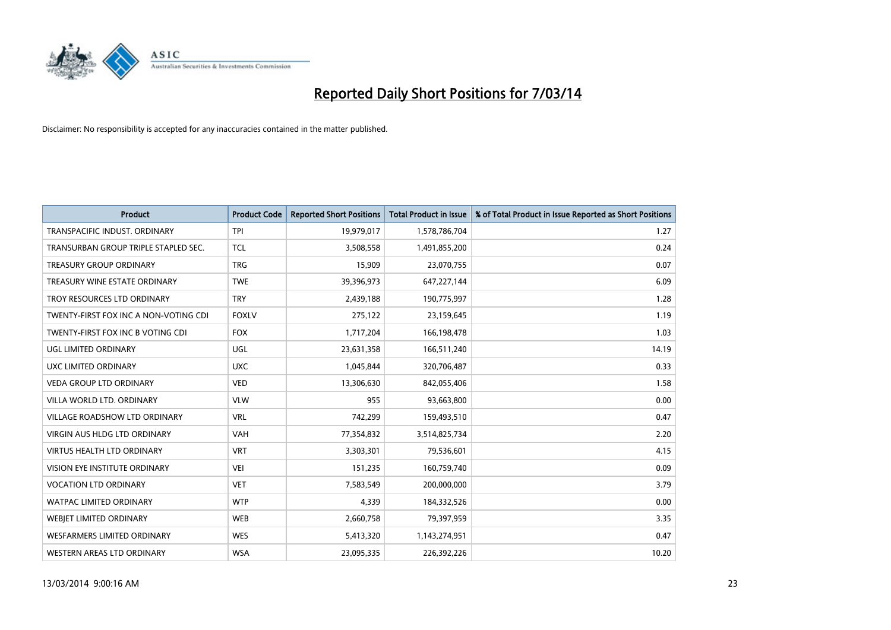# Reported Daily Short Positions for 7/03/14

Disclaimer: No responsibility is accepted for any inaccuracies contained in the matter published.

| Product | Product Code | Reported Short Positions | Total Product in Issue | % of Total Product in Issue Reported as Short Positions |
|---|---|---|---|---|
| TRANSPACIFIC INDUST. ORDINARY | TPI | 19,979,017 | 1,578,786,704 | 1.27 |
| TRANSURBAN GROUP TRIPLE STAPLED SEC. | TCL | 3,508,558 | 1,491,855,200 | 0.24 |
| TREASURY GROUP ORDINARY | TRG | 15,909 | 23,070,755 | 0.07 |
| TREASURY WINE ESTATE ORDINARY | TWE | 39,396,973 | 647,227,144 | 6.09 |
| TROY RESOURCES LTD ORDINARY | TRY | 2,439,188 | 190,775,997 | 1.28 |
| TWENTY-FIRST FOX INC A NON-VOTING CDI | FOXLV | 275,122 | 23,159,645 | 1.19 |
| TWENTY-FIRST FOX INC B VOTING CDI | FOX | 1,717,204 | 166,198,478 | 1.03 |
| UGL LIMITED ORDINARY | UGL | 23,631,358 | 166,511,240 | 14.19 |
| UXC LIMITED ORDINARY | UXC | 1,045,844 | 320,706,487 | 0.33 |
| VEDA GROUP LTD ORDINARY | VED | 13,306,630 | 842,055,406 | 1.58 |
| VILLA WORLD LTD. ORDINARY | VLW | 955 | 93,663,800 | 0.00 |
| VILLAGE ROADSHOW LTD ORDINARY | VRL | 742,299 | 159,493,510 | 0.47 |
| VIRGIN AUS HLDG LTD ORDINARY | VAH | 77,354,832 | 3,514,825,734 | 2.20 |
| VIRTUS HEALTH LTD ORDINARY | VRT | 3,303,301 | 79,536,601 | 4.15 |
| VISION EYE INSTITUTE ORDINARY | VEI | 151,235 | 160,759,740 | 0.09 |
| VOCATION LTD ORDINARY | VET | 7,583,549 | 200,000,000 | 3.79 |
| WATPAC LIMITED ORDINARY | WTP | 4,339 | 184,332,526 | 0.00 |
| WEBJET LIMITED ORDINARY | WEB | 2,660,758 | 79,397,959 | 3.35 |
| WESFARMERS LIMITED ORDINARY | WES | 5,413,320 | 1,143,274,951 | 0.47 |
| WESTERN AREAS LTD ORDINARY | WSA | 23,095,335 | 226,392,226 | 10.20 |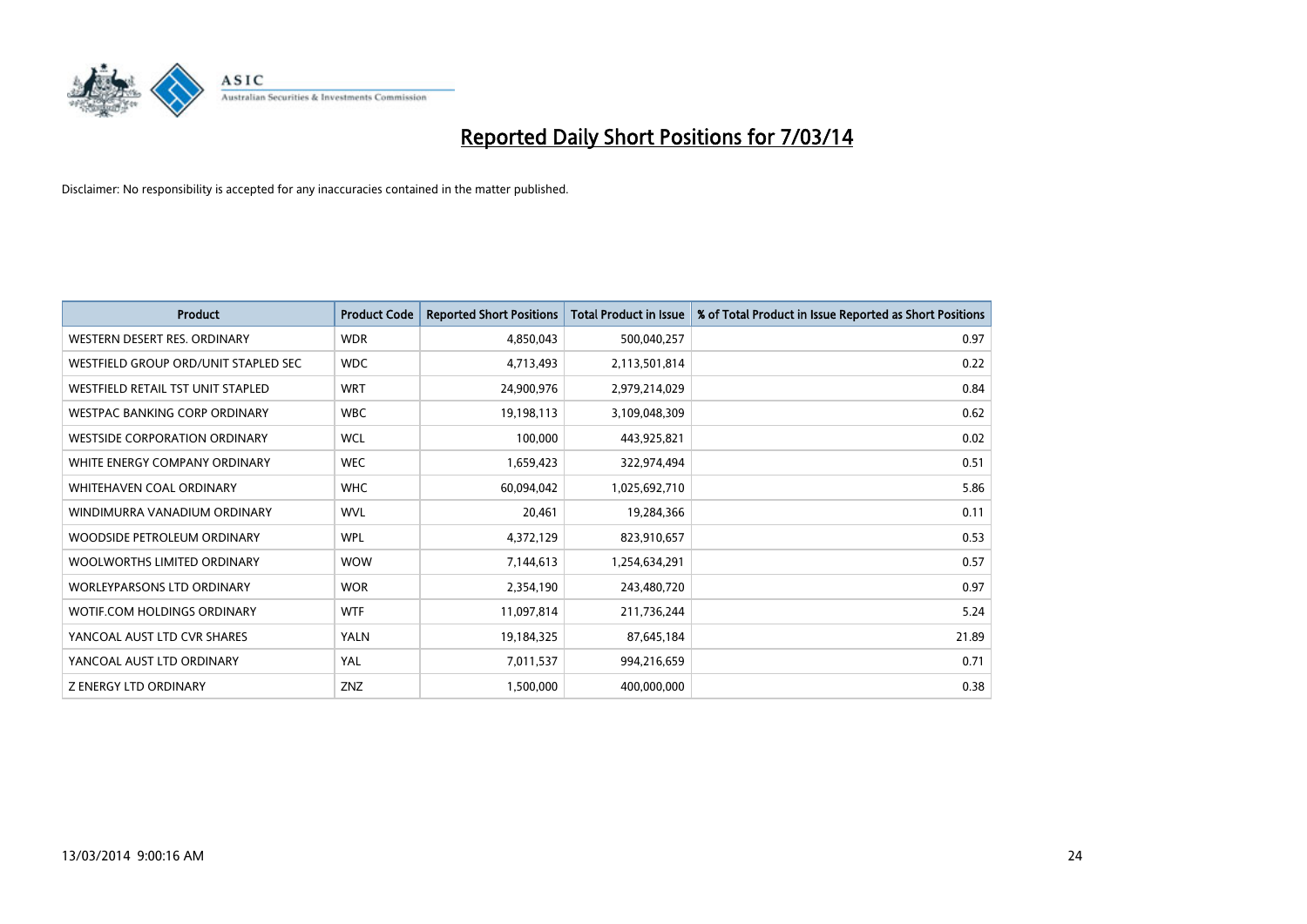# Reported Daily Short Positions for 7/03/14

Disclaimer: No responsibility is accepted for any inaccuracies contained in the matter published.

| Product | Product Code | Reported Short Positions | Total Product in Issue | % of Total Product in Issue Reported as Short Positions |
|---|---|---|---|---|
| WESTERN DESERT RES. ORDINARY | WDR | 4,850,043 | 500,040,257 | 0.97 |
| WESTFIELD GROUP ORD/UNIT STAPLED SEC | WDC | 4,713,493 | 2,113,501,814 | 0.22 |
| WESTFIELD RETAIL TST UNIT STAPLED | WRT | 24,900,976 | 2,979,214,029 | 0.84 |
| WESTPAC BANKING CORP ORDINARY | WBC | 19,198,113 | 3,109,048,309 | 0.62 |
| WESTSIDE CORPORATION ORDINARY | WCL | 100,000 | 443,925,821 | 0.02 |
| WHITE ENERGY COMPANY ORDINARY | WEC | 1,659,423 | 322,974,494 | 0.51 |
| WHITEHAVEN COAL ORDINARY | WHC | 60,094,042 | 1,025,692,710 | 5.86 |
| WINDIMURRA VANADIUM ORDINARY | WVL | 20,461 | 19,284,366 | 0.11 |
| WOODSIDE PETROLEUM ORDINARY | WPL | 4,372,129 | 823,910,657 | 0.53 |
| WOOLWORTHS LIMITED ORDINARY | WOW | 7,144,613 | 1,254,634,291 | 0.57 |
| WORLEYPARSONS LTD ORDINARY | WOR | 2,354,190 | 243,480,720 | 0.97 |
| WOTIF.COM HOLDINGS ORDINARY | WTF | 11,097,814 | 211,736,244 | 5.24 |
| YANCOAL AUST LTD CVR SHARES | YALN | 19,184,325 | 87,645,184 | 21.89 |
| YANCOAL AUST LTD ORDINARY | YAL | 7,011,537 | 994,216,659 | 0.71 |
| Z ENERGY LTD ORDINARY | ZNZ | 1,500,000 | 400,000,000 | 0.38 |

13/03/2014 9:00:16 AM